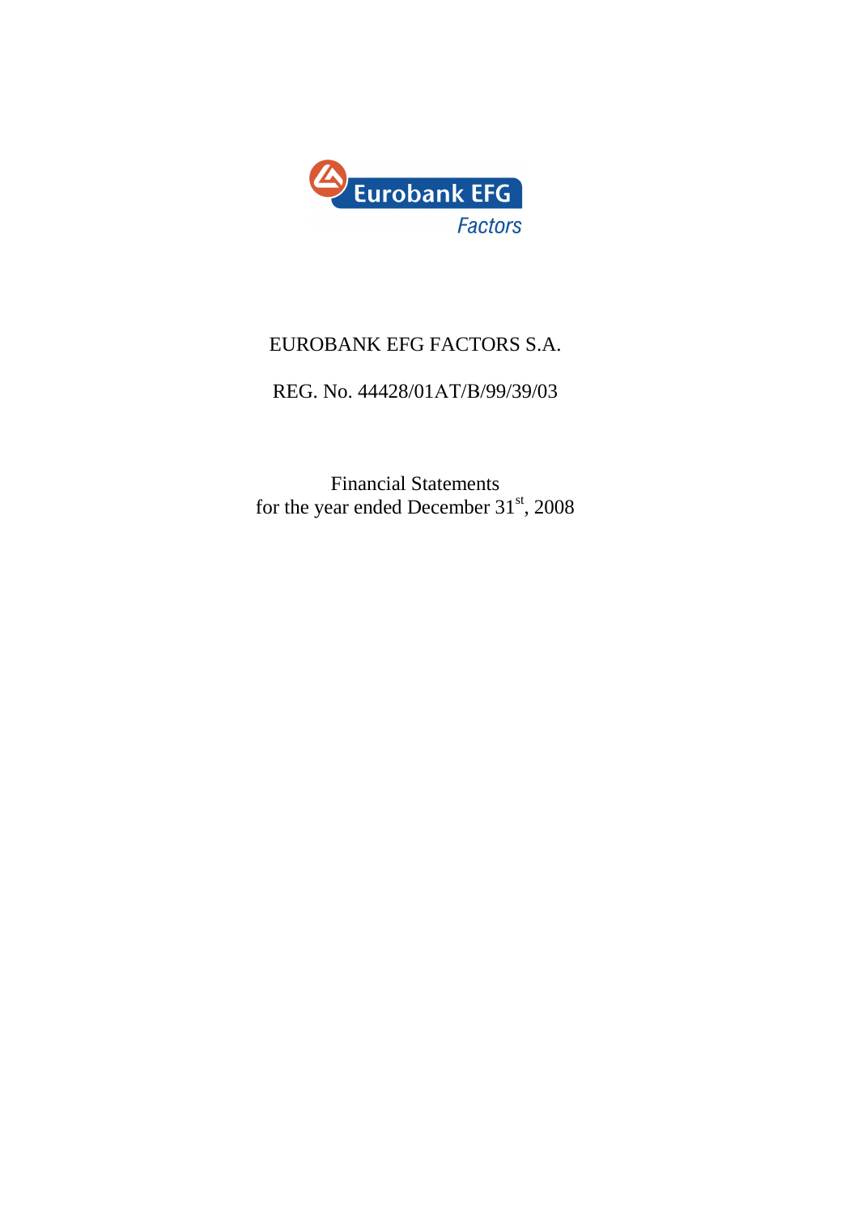Eurobank EFG

Factors

# EUROBANK EFG FACTORS S.A.

REG. No. 44428/01AT/B/99/39/03

Financial Statements
for the year ended December 31st, 2008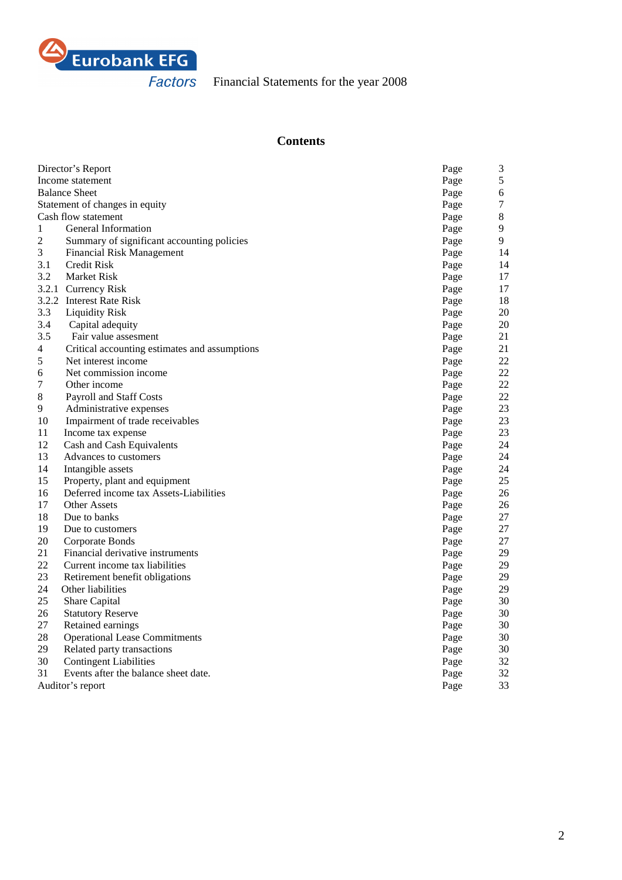# Contents

| | | | |
|---|---|---|---|
| Director's Report | | Page | 3 |
| Income statement | | Page | 5 |
| Balance Sheet | | Page | 6 |
| Statement of changes in equity | | Page | 7 |
| Cash flow statement | | Page | 8 |
| 1 | General Information | Page | 9 |
| 2 | Summary of significant accounting policies | Page | 9 |
| 3 | Financial Risk Management | Page | 14 |
| 3.1 | Credit Risk | Page | 14 |
| 3.2 | Market Risk | Page | 17 |
| 3.2.1 | Currency Risk | Page | 17 |
| 3.2.2 | Interest Rate Risk | Page | 18 |
| 3.3 | Liquidity Risk | Page | 20 |
| 3.4 | Capital adequity | Page | 20 |
| 3.5 | Fair value assesment | Page | 21 |
| 4 | Critical accounting estimates and assumptions | Page | 21 |
| 5 | Net interest income | Page | 22 |
| 6 | Net commission income | Page | 22 |
| 7 | Other income | Page | 22 |
| 8 | Payroll and Staff Costs | Page | 22 |
| 9 | Administrative expenses | Page | 23 |
| 10 | Impairment of trade receivables | Page | 23 |
| 11 | Income tax expense | Page | 23 |
| 12 | Cash and Cash Equivalents | Page | 24 |
| 13 | Advances to customers | Page | 24 |
| 14 | Intangible assets | Page | 24 |
| 15 | Property, plant and equipment | Page | 25 |
| 16 | Deferred income tax Assets-Liabilities | Page | 26 |
| 17 | Other Assets | Page | 26 |
| 18 | Due to banks | Page | 27 |
| 19 | Due to customers | Page | 27 |
| 20 | Corporate Bonds | Page | 27 |
| 21 | Financial derivative instruments | Page | 29 |
| 22 | Current income tax liabilities | Page | 29 |
| 23 | Retirement benefit obligations | Page | 29 |
| 24 | Other liabilities | Page | 29 |
| 25 | Share Capital | Page | 30 |
| 26 | Statutory Reserve | Page | 30 |
| 27 | Retained earnings | Page | 30 |
| 28 | Operational Lease Commitments | Page | 30 |
| 29 | Related party transactions | Page | 30 |
| 30 | Contingent Liabilities | Page | 32 |
| 31 | Events after the balance sheet date. | Page | 32 |
| Auditor's report | | Page | 33 |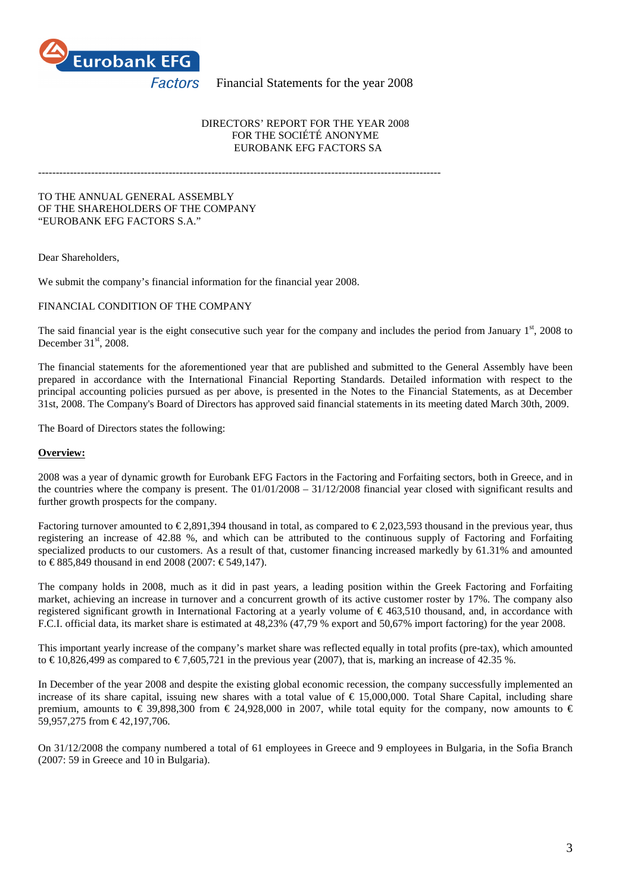DIRECTORS' REPORT FOR THE YEAR 2008
FOR THE SOCIÉTÉ ANONYME
EUROBANK EFG FACTORS SA

---

TO THE ANNUAL GENERAL ASSEMBLY
OF THE SHAREHOLDERS OF THE COMPANY
"EUROBANK EFG FACTORS S.A."

Dear Shareholders,

We submit the company's financial information for the financial year 2008.

FINANCIAL CONDITION OF THE COMPANY

The said financial year is the eight consecutive such year for the company and includes the period from January 1st, 2008 to December 31st, 2008.

The financial statements for the aforementioned year that are published and submitted to the General Assembly have been prepared in accordance with the International Financial Reporting Standards. Detailed information with respect to the principal accounting policies pursued as per above, is presented in the Notes to the Financial Statements, as at December 31st, 2008. The Company's Board of Directors has approved said financial statements in its meeting dated March 30th, 2009.

The Board of Directors states the following:

**Overview:**

2008 was a year of dynamic growth for Eurobank EFG Factors in the Factoring and Forfaiting sectors, both in Greece, and in the countries where the company is present. The 01/01/2008 – 31/12/2008 financial year closed with significant results and further growth prospects for the company.

Factoring turnover amounted to € 2,891,394 thousand in total, as compared to € 2,023,593 thousand in the previous year, thus registering an increase of 42.88 %, and which can be attributed to the continuous supply of Factoring and Forfaiting specialized products to our customers. As a result of that, customer financing increased markedly by 61.31% and amounted to € 885,849 thousand in end 2008 (2007: € 549,147).

The company holds in 2008, much as it did in past years, a leading position within the Greek Factoring and Forfaiting market, achieving an increase in turnover and a concurrent growth of its active customer roster by 17%. The company also registered significant growth in International Factoring at a yearly volume of € 463,510 thousand, and, in accordance with F.C.I. official data, its market share is estimated at 48,23% (47,79 % export and 50,67% import factoring) for the year 2008.

This important yearly increase of the company's market share was reflected equally in total profits (pre-tax), which amounted to € 10,826,499 as compared to € 7,605,721 in the previous year (2007), that is, marking an increase of 42.35 %.

In December of the year 2008 and despite the existing global economic recession, the company successfully implemented an increase of its share capital, issuing new shares with a total value of € 15,000,000. Total Share Capital, including share premium, amounts to € 39,898,300 from € 24,928,000 in 2007, while total equity for the company, now amounts to € 59,957,275 from € 42,197,706.

On 31/12/2008 the company numbered a total of 61 employees in Greece and 9 employees in Bulgaria, in the Sofia Branch (2007: 59 in Greece and 10 in Bulgaria).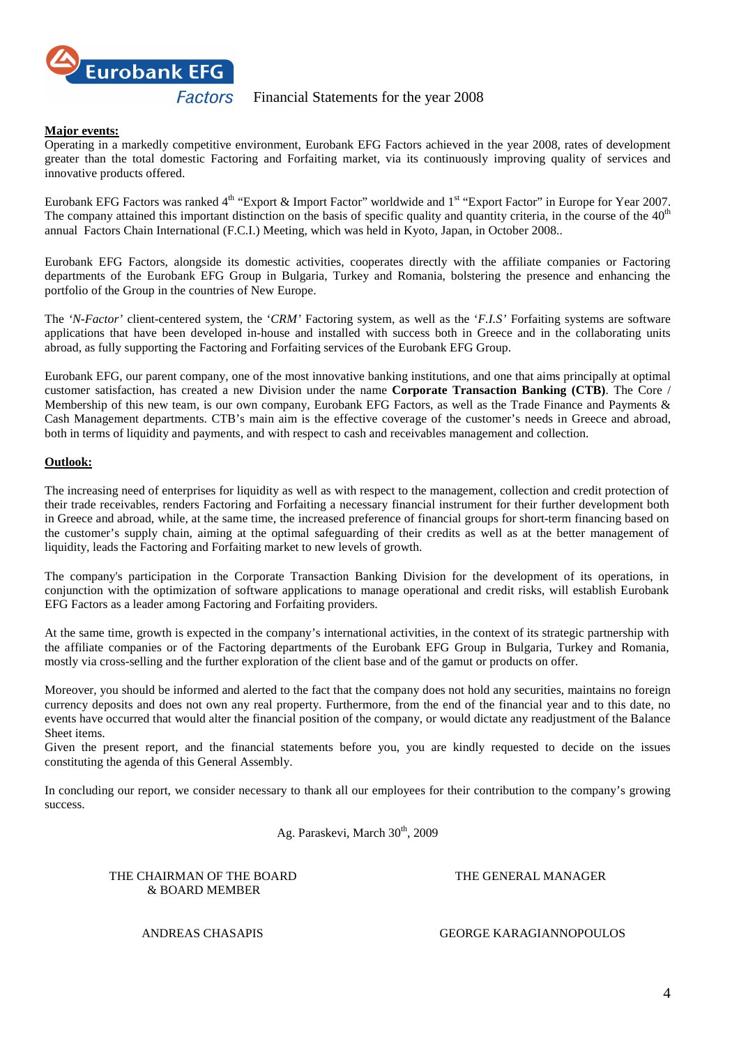**Major events:**

Operating in a markedly competitive environment, Eurobank EFG Factors achieved in the year 2008, rates of development greater than the total domestic Factoring and Forfaiting market, via its continuously improving quality of services and innovative products offered.

Eurobank EFG Factors was ranked 4th "Export & Import Factor" worldwide and 1st "Export Factor" in Europe for Year 2007. The company attained this important distinction on the basis of specific quality and quantity criteria, in the course of the 40th annual Factors Chain International (F.C.I.) Meeting, which was held in Kyoto, Japan, in October 2008..

Eurobank EFG Factors, alongside its domestic activities, cooperates directly with the affiliate companies or Factoring departments of the Eurobank EFG Group in Bulgaria, Turkey and Romania, bolstering the presence and enhancing the portfolio of the Group in the countries of New Europe.

The *'N-Factor'* client-centered system, the '*CRM*' Factoring system, as well as the '*F.I.S*' Forfaiting systems are software applications that have been developed in-house and installed with success both in Greece and in the collaborating units abroad, as fully supporting the Factoring and Forfaiting services of the Eurobank EFG Group.

Eurobank EFG, our parent company, one of the most innovative banking institutions, and one that aims principally at optimal customer satisfaction, has created a new Division under the name **Corporate Transaction Banking (CTB)**. The Core / Membership of this new team, is our own company, Eurobank EFG Factors, as well as the Trade Finance and Payments & Cash Management departments. CTB's main aim is the effective coverage of the customer's needs in Greece and abroad, both in terms of liquidity and payments, and with respect to cash and receivables management and collection.

**Outlook:**

The increasing need of enterprises for liquidity as well as with respect to the management, collection and credit protection of their trade receivables, renders Factoring and Forfaiting a necessary financial instrument for their further development both in Greece and abroad, while, at the same time, the increased preference of financial groups for short-term financing based on the customer's supply chain, aiming at the optimal safeguarding of their credits as well as at the better management of liquidity, leads the Factoring and Forfaiting market to new levels of growth.

The company's participation in the Corporate Transaction Banking Division for the development of its operations, in conjunction with the optimization of software applications to manage operational and credit risks, will establish Eurobank EFG Factors as a leader among Factoring and Forfaiting providers.

At the same time, growth is expected in the company's international activities, in the context of its strategic partnership with the affiliate companies or of the Factoring departments of the Eurobank EFG Group in Bulgaria, Turkey and Romania, mostly via cross-selling and the further exploration of the client base and of the gamut or products on offer.

Moreover, you should be informed and alerted to the fact that the company does not hold any securities, maintains no foreign currency deposits and does not own any real property. Furthermore, from the end of the financial year and to this date, no events have occurred that would alter the financial position of the company, or would dictate any readjustment of the Balance Sheet items.
Given the present report, and the financial statements before you, you are kindly requested to decide on the issues constituting the agenda of this General Assembly.

In concluding our report, we consider necessary to thank all our employees for their contribution to the company's growing success.

Ag. Paraskevi, March 30th, 2009

| THE CHAIRMAN OF THE BOARD & BOARD MEMBER | THE GENERAL MANAGER |
|---|---|
| ANDREAS CHASAPIS | GEORGE KARAGIANNOPOULOS |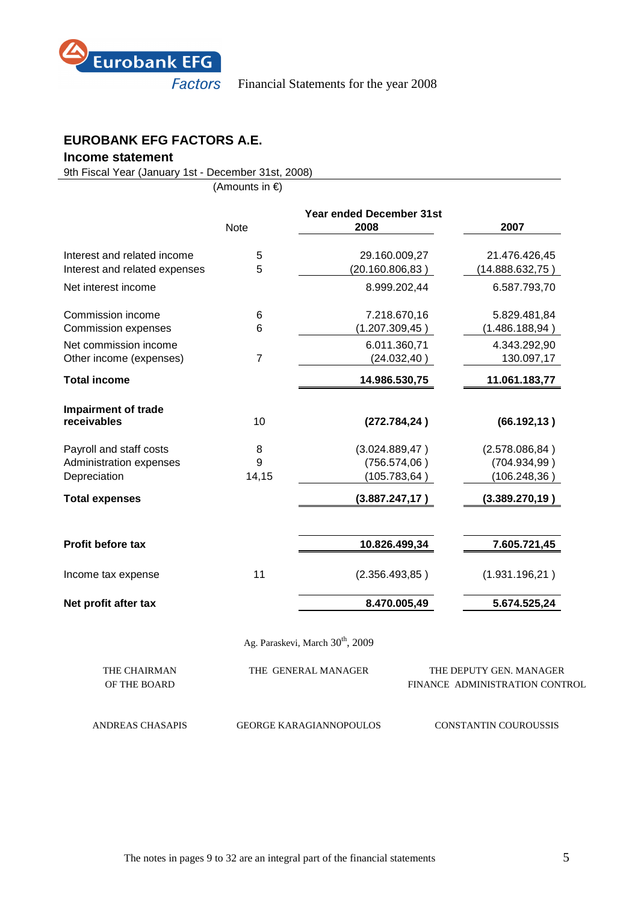## EUROBANK EFG FACTORS A.E.

### Income statement

9th Fiscal Year (January 1st - December 31st, 2008)

(Amounts in €)

| | Note | Year ended December 31st 2008 | 2007 |
|---|---|---|---|
| Interest and related income | 5 | 29.160.009,27 | 21.476.426,45 |
| Interest and related expenses | 5 | (20.160.806,83 ) | (14.888.632,75 ) |
| Net interest income | | 8.999.202,44 | 6.587.793,70 |
| Commission income | 6 | 7.218.670,16 | 5.829.481,84 |
| Commission expenses | 6 | (1.207.309,45 ) | (1.486.188,94 ) |
| Net commission income | | 6.011.360,71 | 4.343.292,90 |
| Other income (expenses) | 7 | (24.032,40 ) | 130.097,17 |
| **Total income** | | **14.986.530,75** | **11.061.183,77** |
| **Impairment of trade receivables** | 10 | **(272.784,24 )** | **(66.192,13 )** |
| Payroll and staff costs | 8 | (3.024.889,47 ) | (2.578.086,84 ) |
| Administration expenses | 9 | (756.574,06 ) | (704.934,99 ) |
| Depreciation | 14,15 | (105.783,64 ) | (106.248,36 ) |
| **Total expenses** | | **(3.887.247,17 )** | **(3.389.270,19 )** |
| **Profit before tax** | | **10.826.499,34** | **7.605.721,45** |
| Income tax expense | 11 | (2.356.493,85 ) | (1.931.196,21 ) |
| **Net profit after tax** | | **8.470.005,49** | **5.674.525,24** |

Ag. Paraskevi, March 30th, 2009

| THE CHAIRMAN OF THE BOARD | THE GENERAL MANAGER | THE DEPUTY GEN. MANAGER FINANCE ADMINISTRATION CONTROL |
|---|---|---|
| ANDREAS CHASAPIS | GEORGE KARAGIANNOPOULOS | CONSTANTIN COUROUSSIS |

The notes in pages 9 to 32 are an integral part of the financial statements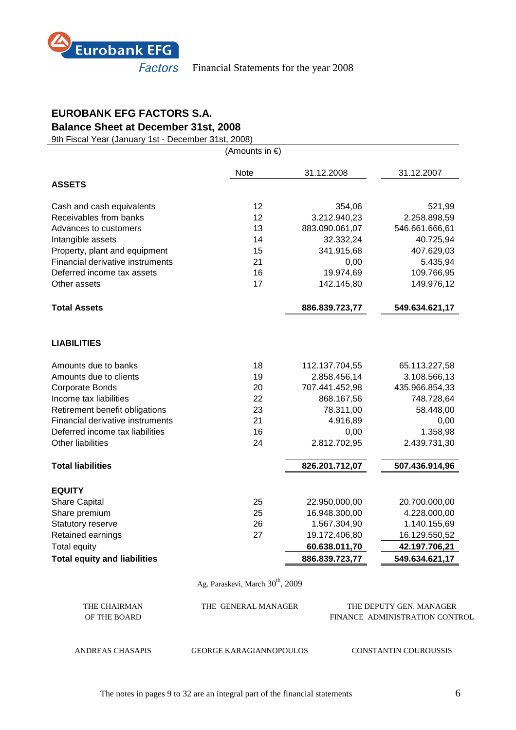## EUROBANK EFG FACTORS S.A.

## Balance Sheet at December 31st, 2008

9th Fiscal Year (January 1st - December 31st, 2008)

(Amounts in €)

| | Note | 31.12.2008 | 31.12.2007 |
|---|---|---|---|
| **ASSETS** | | | |
| Cash and cash equivalents | 12 | 354,06 | 521,99 |
| Receivables from banks | 12 | 3.212.940,23 | 2.258.898,59 |
| Advances to customers | 13 | 883.090.061,07 | 546.661.666,61 |
| Intangible assets | 14 | 32.332,24 | 40.725,94 |
| Property, plant and equipment | 15 | 341.915,68 | 407.629,03 |
| Financial derivative instruments | 21 | 0,00 | 5.435,94 |
| Deferred income tax assets | 16 | 19.974,69 | 109.766,95 |
| Other assets | 17 | 142.145,80 | 149.976,12 |
| **Total Assets** | | **886.839.723,77** | **549.634.621,17** |
| **LIABILITIES** | | | |
| Amounts due to banks | 18 | 112.137.704,55 | 65.113.227,58 |
| Amounts due to clients | 19 | 2.858.456,14 | 3.108.566,13 |
| Corporate Bonds | 20 | 707.441.452,98 | 435.966.854,33 |
| Income tax liabilities | 22 | 868.167,56 | 748.728,64 |
| Retirement benefit obligations | 23 | 78.311,00 | 58.448,00 |
| Financial derivative instruments | 21 | 4.916,89 | 0,00 |
| Deferred income tax liabilities | 16 | 0,00 | 1.358,98 |
| Other liabilities | 24 | 2.812.702,95 | 2.439.731,30 |
| **Total liabilities** | | **826.201.712,07** | **507.436.914,96** |
| **EQUITY** | | | |
| Share Capital | 25 | 22.950.000,00 | 20.700.000,00 |
| Share premium | 25 | 16.948.300,00 | 4.228.000,00 |
| Statutory reserve | 26 | 1.567.304,90 | 1.140.155,69 |
| Retained earnings | 27 | 19.172.406,80 | 16.129.550,52 |
| Total equity | | **60.638.011,70** | **42.197.706,21** |
| **Total equity and liabilities** | | **886.839.723,77** | **549.634.621,17** |

Ag. Paraskevi, March 30th, 2009

| THE CHAIRMAN OF THE BOARD | THE GENERAL MANAGER | THE DEPUTY GEN. MANAGER FINANCE ADMINISTRATION CONTROL |
|---|---|---|
| ANDREAS CHASAPIS | GEORGE KARAGIANNOPOULOS | CONSTANTIN COUROUSSIS |

The notes in pages 9 to 32 are an integral part of the financial statements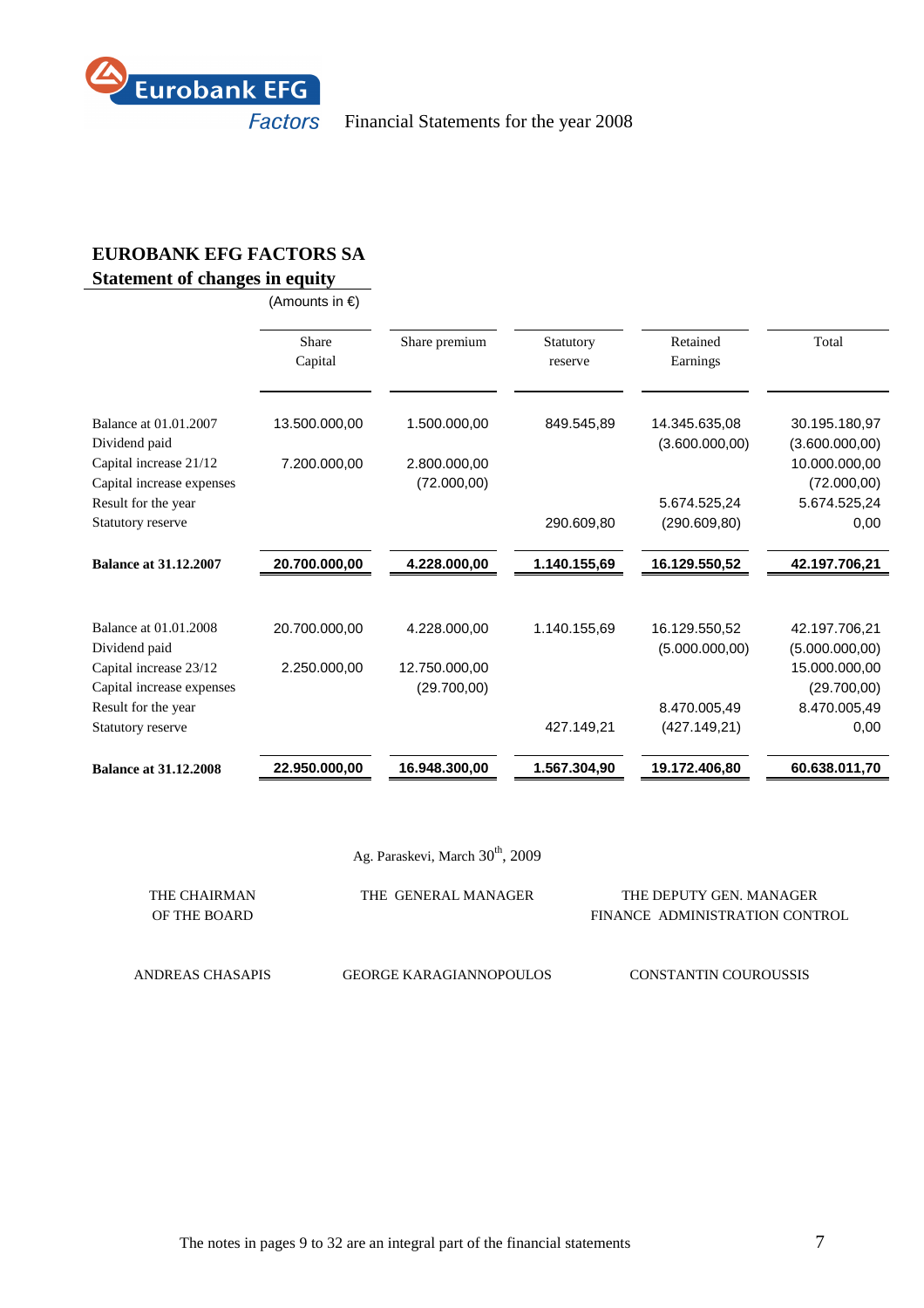# EUROBANK EFG FACTORS SA

## Statement of changes in equity

(Amounts in €)

| | Share Capital | Share premium | Statutory reserve | Retained Earnings | Total |
|---|---|---|---|---|---|
| Balance at 01.01.2007 | 13.500.000,00 | 1.500.000,00 | 849.545,89 | 14.345.635,08 | 30.195.180,97 |
| Dividend paid | | | | (3.600.000,00) | (3.600.000,00) |
| Capital increase 21/12 | 7.200.000,00 | 2.800.000,00 | | | 10.000.000,00 |
| Capital increase expenses | | (72.000,00) | | | (72.000,00) |
| Result for the year | | | | 5.674.525,24 | 5.674.525,24 |
| Statutory reserve | | | 290.609,80 | (290.609,80) | 0,00 |
| **Balance at 31.12.2007** | **20.700.000,00** | **4.228.000,00** | **1.140.155,69** | **16.129.550,52** | **42.197.706,21** |
| | | | | | |
| Balance at 01.01.2008 | 20.700.000,00 | 4.228.000,00 | 1.140.155,69 | 16.129.550,52 | 42.197.706,21 |
| Dividend paid | | | | (5.000.000,00) | (5.000.000,00) |
| Capital increase 23/12 | 2.250.000,00 | 12.750.000,00 | | | 15.000.000,00 |
| Capital increase expenses | | (29.700,00) | | | (29.700,00) |
| Result for the year | | | | 8.470.005,49 | 8.470.005,49 |
| Statutory reserve | | | 427.149,21 | (427.149,21) | 0,00 |
| **Balance at 31.12.2008** | **22.950.000,00** | **16.948.300,00** | **1.567.304,90** | **19.172.406,80** | **60.638.011,70** |

Ag. Paraskevi, March 30th, 2009

| THE CHAIRMAN OF THE BOARD | THE GENERAL MANAGER | THE DEPUTY GEN. MANAGER FINANCE ADMINISTRATION CONTROL |
|---|---|---|
| ANDREAS CHASAPIS | GEORGE KARAGIANNOPOULOS | CONSTANTIN COUROUSSIS |

The notes in pages 9 to 32 are an integral part of the financial statements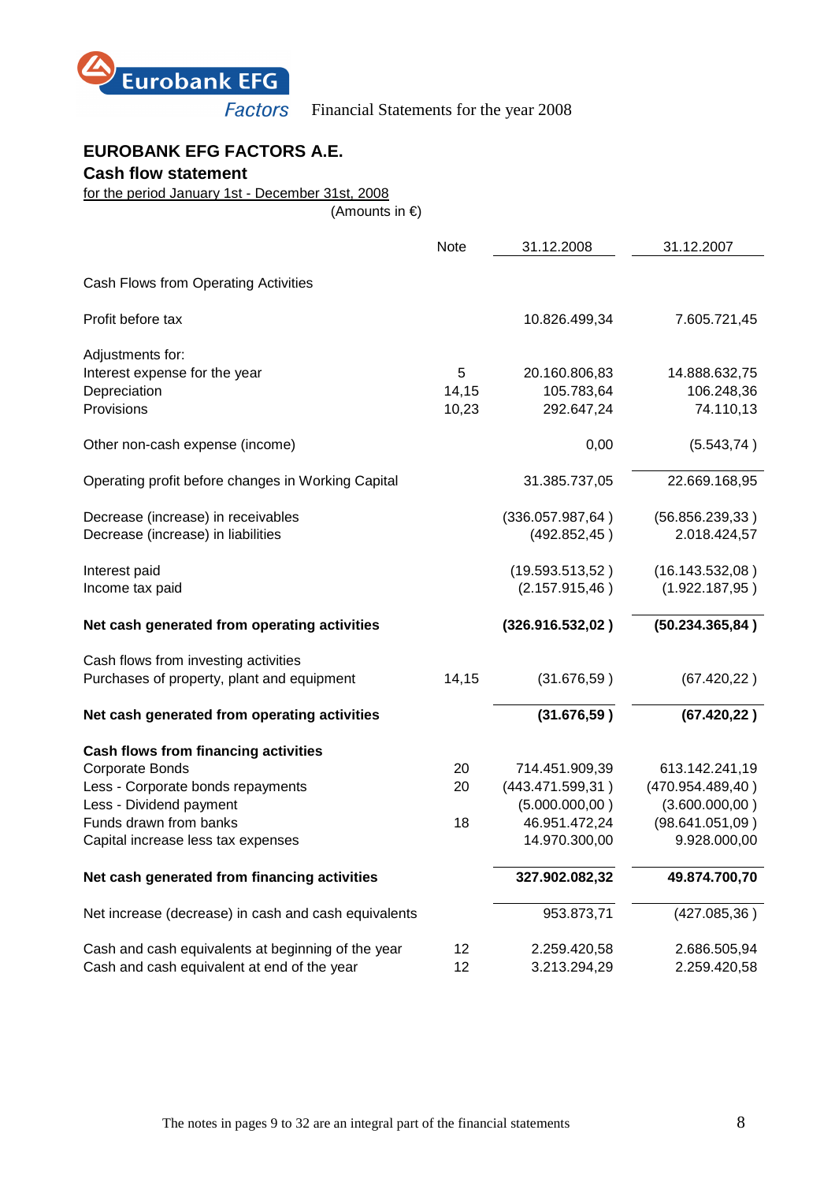Financial Statements for the year 2008

# EUROBANK EFG FACTORS A.E.

## Cash flow statement

for the period January 1st - December 31st, 2008

(Amounts in €)

| | Note | 31.12.2008 | 31.12.2007 |
|---|---|---|---|
| Cash Flows from Operating Activities | | | |
| Profit before tax | | 10.826.499,34 | 7.605.721,45 |
| Adjustments for: | | | |
| Interest expense for the year | 5 | 20.160.806,83 | 14.888.632,75 |
| Depreciation | 14,15 | 105.783,64 | 106.248,36 |
| Provisions | 10,23 | 292.647,24 | 74.110,13 |
| Other non-cash expense (income) | | 0,00 | (5.543,74 ) |
| Operating profit before changes in Working Capital | | 31.385.737,05 | 22.669.168,95 |
| Decrease (increase) in receivables | | (336.057.987,64 ) | (56.856.239,33 ) |
| Decrease (increase) in liabilities | | (492.852,45 ) | 2.018.424,57 |
| Interest paid | | (19.593.513,52 ) | (16.143.532,08 ) |
| Income tax paid | | (2.157.915,46 ) | (1.922.187,95 ) |
| **Net cash generated from operating activities** | | **(326.916.532,02 )** | **(50.234.365,84 )** |
| Cash flows from investing activities | | | |
| Purchases of property, plant and equipment | 14,15 | (31.676,59 ) | (67.420,22 ) |
| **Net cash generated from operating activities** | | **(31.676,59 )** | **(67.420,22 )** |
| **Cash flows from financing activities** | | | |
| Corporate Bonds | 20 | 714.451.909,39 | 613.142.241,19 |
| Less - Corporate bonds repayments | 20 | (443.471.599,31 ) | (470.954.489,40 ) |
| Less - Dividend payment | | (5.000.000,00 ) | (3.600.000,00 ) |
| Funds drawn from banks | 18 | 46.951.472,24 | (98.641.051,09 ) |
| Capital increase less tax expenses | | 14.970.300,00 | 9.928.000,00 |
| **Net cash generated from financing activities** | | **327.902.082,32** | **49.874.700,70** |
| Net increase (decrease) in cash and cash equivalents | | 953.873,71 | (427.085,36 ) |
| Cash and cash equivalents at beginning of the year | 12 | 2.259.420,58 | 2.686.505,94 |
| Cash and cash equivalent at end of the year | 12 | 3.213.294,29 | 2.259.420,58 |

The notes in pages 9 to 32 are an integral part of the financial statements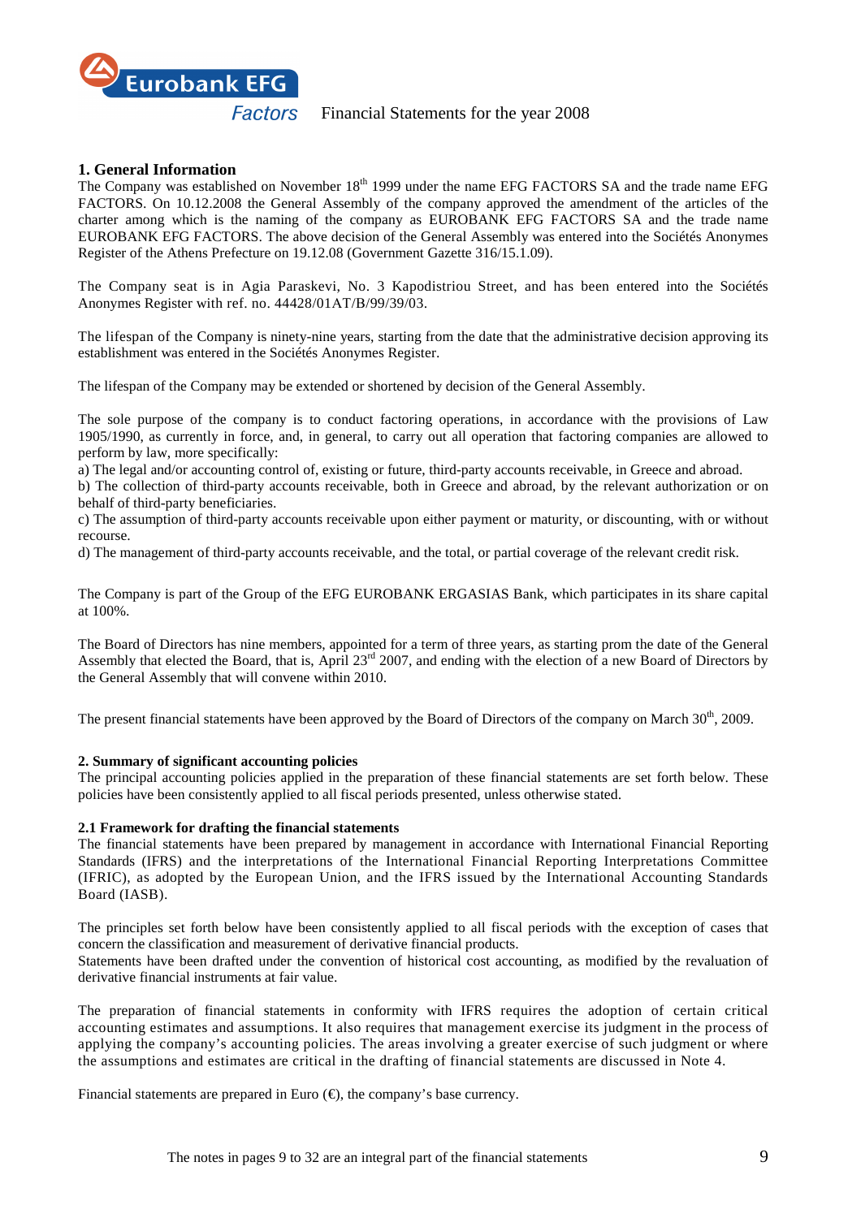## 1. General Information

The Company was established on November 18th 1999 under the name EFG FACTORS SA and the trade name EFG FACTORS. On 10.12.2008 the General Assembly of the company approved the amendment of the articles of the charter among which is the naming of the company as EUROBANK EFG FACTORS SA and the trade name EUROBANK EFG FACTORS. The above decision of the General Assembly was entered into the Sociétés Anonymes Register of the Athens Prefecture on 19.12.08 (Government Gazette 316/15.1.09).

The Company seat is in Agia Paraskevi, No. 3 Kapodistriou Street, and has been entered into the Sociétés Anonymes Register with ref. no. 44428/01AT/B/99/39/03.

The lifespan of the Company is ninety-nine years, starting from the date that the administrative decision approving its establishment was entered in the Sociétés Anonymes Register.

The lifespan of the Company may be extended or shortened by decision of the General Assembly.

The sole purpose of the company is to conduct factoring operations, in accordance with the provisions of Law 1905/1990, as currently in force, and, in general, to carry out all operation that factoring companies are allowed to perform by law, more specifically:

a) The legal and/or accounting control of, existing or future, third-party accounts receivable, in Greece and abroad.

b) The collection of third-party accounts receivable, both in Greece and abroad, by the relevant authorization or on behalf of third-party beneficiaries.

c) The assumption of third-party accounts receivable upon either payment or maturity, or discounting, with or without recourse.

d) The management of third-party accounts receivable, and the total, or partial coverage of the relevant credit risk.

The Company is part of the Group of the EFG EUROBANK ERGASIAS Bank, which participates in its share capital at 100%.

The Board of Directors has nine members, appointed for a term of three years, as starting prom the date of the General Assembly that elected the Board, that is, April 23rd 2007, and ending with the election of a new Board of Directors by the General Assembly that will convene within 2010.

The present financial statements have been approved by the Board of Directors of the company on March 30th, 2009.

## 2. Summary of significant accounting policies

The principal accounting policies applied in the preparation of these financial statements are set forth below. These policies have been consistently applied to all fiscal periods presented, unless otherwise stated.

### 2.1 Framework for drafting the financial statements

The financial statements have been prepared by management in accordance with International Financial Reporting Standards (IFRS) and the interpretations of the International Financial Reporting Interpretations Committee (IFRIC), as adopted by the European Union, and the IFRS issued by the International Accounting Standards Board (IASB).

The principles set forth below have been consistently applied to all fiscal periods with the exception of cases that concern the classification and measurement of derivative financial products.

Statements have been drafted under the convention of historical cost accounting, as modified by the revaluation of derivative financial instruments at fair value.

The preparation of financial statements in conformity with IFRS requires the adoption of certain critical accounting estimates and assumptions. It also requires that management exercise its judgment in the process of applying the company's accounting policies. The areas involving a greater exercise of such judgment or where the assumptions and estimates are critical in the drafting of financial statements are discussed in Note 4.

Financial statements are prepared in Euro (€), the company's base currency.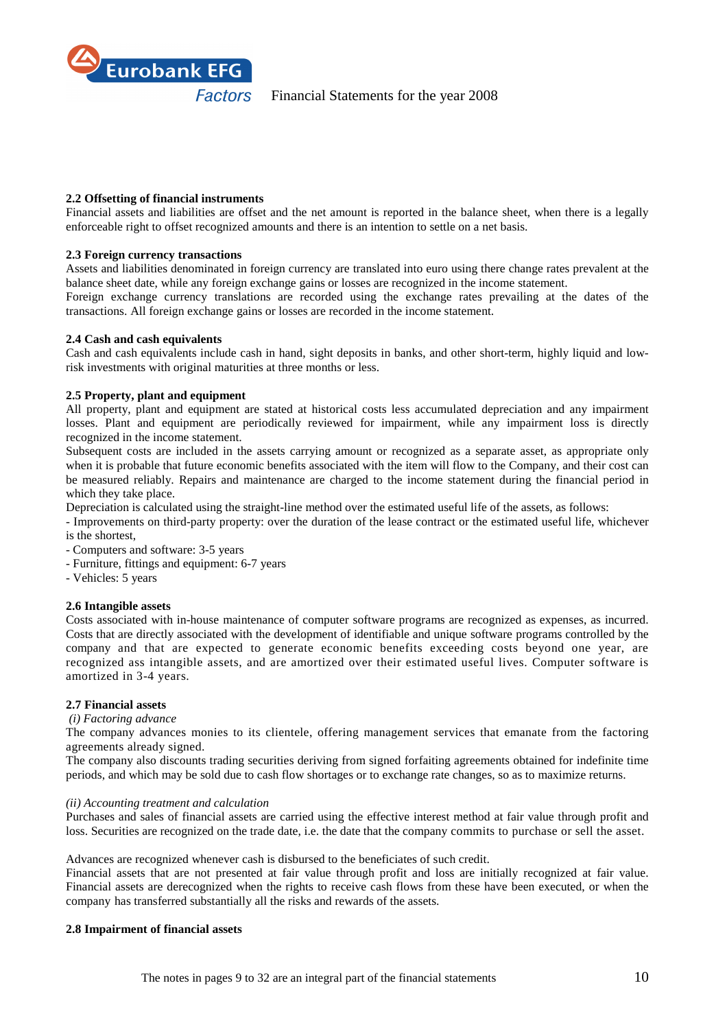### 2.2 Offsetting of financial instruments

Financial assets and liabilities are offset and the net amount is reported in the balance sheet, when there is a legally enforceable right to offset recognized amounts and there is an intention to settle on a net basis.

### 2.3 Foreign currency transactions

Assets and liabilities denominated in foreign currency are translated into euro using there change rates prevalent at the balance sheet date, while any foreign exchange gains or losses are recognized in the income statement.

Foreign exchange currency translations are recorded using the exchange rates prevailing at the dates of the transactions. All foreign exchange gains or losses are recorded in the income statement.

### 2.4 Cash and cash equivalents

Cash and cash equivalents include cash in hand, sight deposits in banks, and other short-term, highly liquid and low-risk investments with original maturities at three months or less.

### 2.5 Property, plant and equipment

All property, plant and equipment are stated at historical costs less accumulated depreciation and any impairment losses. Plant and equipment are periodically reviewed for impairment, while any impairment loss is directly recognized in the income statement.

Subsequent costs are included in the assets carrying amount or recognized as a separate asset, as appropriate only when it is probable that future economic benefits associated with the item will flow to the Company, and their cost can be measured reliably. Repairs and maintenance are charged to the income statement during the financial period in which they take place.

Depreciation is calculated using the straight-line method over the estimated useful life of the assets, as follows:

- Improvements on third-party property: over the duration of the lease contract or the estimated useful life, whichever is the shortest,
- Computers and software: 3-5 years
- Furniture, fittings and equipment: 6-7 years
- Vehicles: 5 years

### 2.6 Intangible assets

Costs associated with in-house maintenance of computer software programs are recognized as expenses, as incurred. Costs that are directly associated with the development of identifiable and unique software programs controlled by the company and that are expected to generate economic benefits exceeding costs beyond one year, are recognized ass intangible assets, and are amortized over their estimated useful lives. Computer software is amortized in 3-4 years.

### 2.7 Financial assets

*(i) Factoring advance*

The company advances monies to its clientele, offering management services that emanate from the factoring agreements already signed.

The company also discounts trading securities deriving from signed forfaiting agreements obtained for indefinite time periods, and which may be sold due to cash flow shortages or to exchange rate changes, so as to maximize returns.

*(ii) Accounting treatment and calculation*

Purchases and sales of financial assets are carried using the effective interest method at fair value through profit and loss. Securities are recognized on the trade date, i.e. the date that the company commits to purchase or sell the asset.

Advances are recognized whenever cash is disbursed to the beneficiates of such credit.

Financial assets that are not presented at fair value through profit and loss are initially recognized at fair value. Financial assets are derecognized when the rights to receive cash flows from these have been executed, or when the company has transferred substantially all the risks and rewards of the assets.

### 2.8 Impairment of financial assets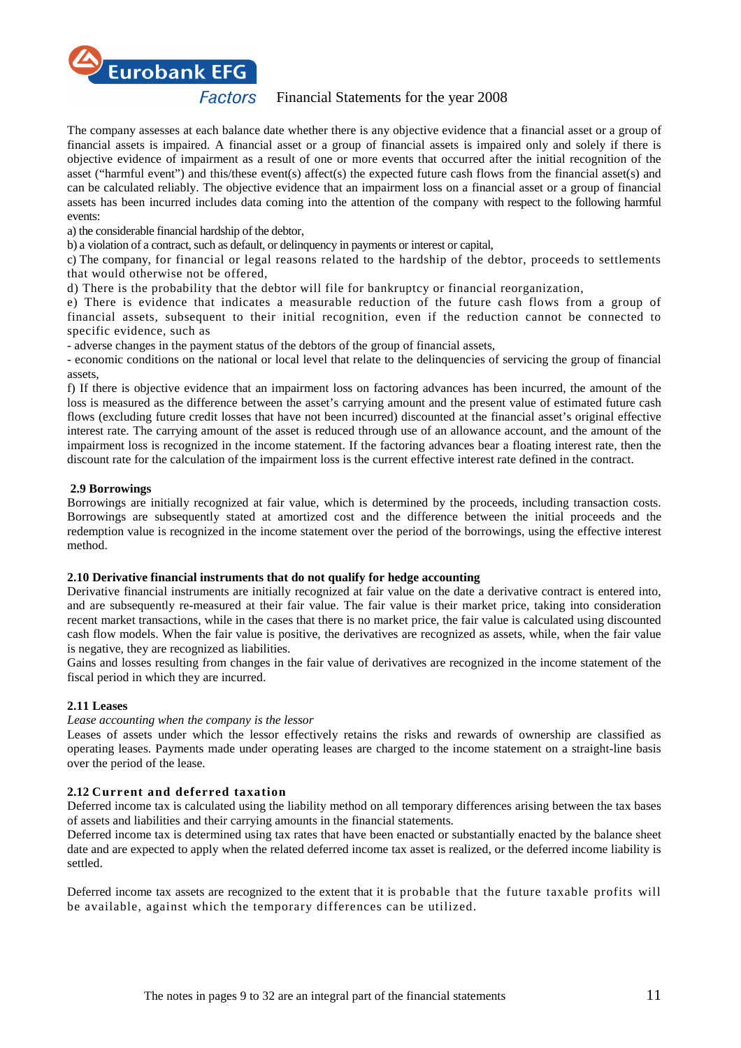The company assesses at each balance date whether there is any objective evidence that a financial asset or a group of financial assets is impaired. A financial asset or a group of financial assets is impaired only and solely if there is objective evidence of impairment as a result of one or more events that occurred after the initial recognition of the asset ("harmful event") and this/these event(s) affect(s) the expected future cash flows from the financial asset(s) and can be calculated reliably. The objective evidence that an impairment loss on a financial asset or a group of financial assets has been incurred includes data coming into the attention of the company with respect to the following harmful events:

a) the considerable financial hardship of the debtor,

b) a violation of a contract, such as default, or delinquency in payments or interest or capital,

c) The company, for financial or legal reasons related to the hardship of the debtor, proceeds to settlements that would otherwise not be offered,

d) There is the probability that the debtor will file for bankruptcy or financial reorganization,

e) There is evidence that indicates a measurable reduction of the future cash flows from a group of financial assets, subsequent to their initial recognition, even if the reduction cannot be connected to specific evidence, such as

- adverse changes in the payment status of the debtors of the group of financial assets,
- economic conditions on the national or local level that relate to the delinquencies of servicing the group of financial assets,

f) If there is objective evidence that an impairment loss on factoring advances has been incurred, the amount of the loss is measured as the difference between the asset's carrying amount and the present value of estimated future cash flows (excluding future credit losses that have not been incurred) discounted at the financial asset's original effective interest rate. The carrying amount of the asset is reduced through use of an allowance account, and the amount of the impairment loss is recognized in the income statement. If the factoring advances bear a floating interest rate, then the discount rate for the calculation of the impairment loss is the current effective interest rate defined in the contract.

### 2.9 Borrowings

Borrowings are initially recognized at fair value, which is determined by the proceeds, including transaction costs. Borrowings are subsequently stated at amortized cost and the difference between the initial proceeds and the redemption value is recognized in the income statement over the period of the borrowings, using the effective interest method.

### 2.10 Derivative financial instruments that do not qualify for hedge accounting

Derivative financial instruments are initially recognized at fair value on the date a derivative contract is entered into, and are subsequently re-measured at their fair value. The fair value is their market price, taking into consideration recent market transactions, while in the cases that there is no market price, the fair value is calculated using discounted cash flow models. When the fair value is positive, the derivatives are recognized as assets, while, when the fair value is negative, they are recognized as liabilities.

Gains and losses resulting from changes in the fair value of derivatives are recognized in the income statement of the fiscal period in which they are incurred.

### 2.11 Leases

*Lease accounting when the company is the lessor*

Leases of assets under which the lessor effectively retains the risks and rewards of ownership are classified as operating leases. Payments made under operating leases are charged to the income statement on a straight-line basis over the period of the lease.

### 2.12 Current and deferred taxation

Deferred income tax is calculated using the liability method on all temporary differences arising between the tax bases of assets and liabilities and their carrying amounts in the financial statements.

Deferred income tax is determined using tax rates that have been enacted or substantially enacted by the balance sheet date and are expected to apply when the related deferred income tax asset is realized, or the deferred income liability is settled.

Deferred income tax assets are recognized to the extent that it is probable that the future taxable profits will be available, against which the temporary differences can be utilized.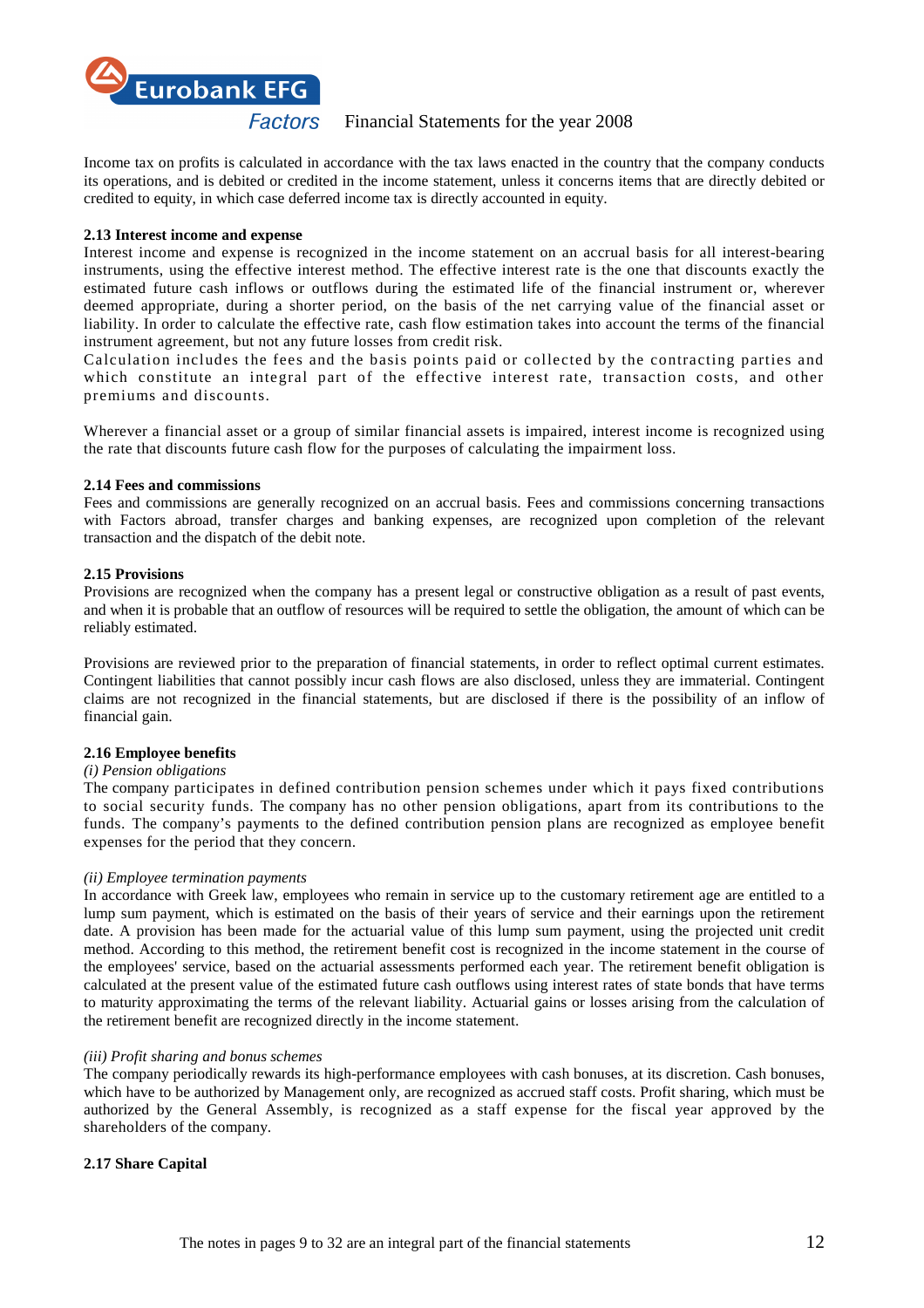Income tax on profits is calculated in accordance with the tax laws enacted in the country that the company conducts its operations, and is debited or credited in the income statement, unless it concerns items that are directly debited or credited to equity, in which case deferred income tax is directly accounted in equity.

**2.13 Interest income and expense**

Interest income and expense is recognized in the income statement on an accrual basis for all interest-bearing instruments, using the effective interest method. The effective interest rate is the one that discounts exactly the estimated future cash inflows or outflows during the estimated life of the financial instrument or, wherever deemed appropriate, during a shorter period, on the basis of the net carrying value of the financial asset or liability. In order to calculate the effective rate, cash flow estimation takes into account the terms of the financial instrument agreement, but not any future losses from credit risk.

Calculation includes the fees and the basis points paid or collected by the contracting parties and which constitute an integral part of the effective interest rate, transaction costs, and other premiums and discounts.

Wherever a financial asset or a group of similar financial assets is impaired, interest income is recognized using the rate that discounts future cash flow for the purposes of calculating the impairment loss.

**2.14 Fees and commissions**

Fees and commissions are generally recognized on an accrual basis. Fees and commissions concerning transactions with Factors abroad, transfer charges and banking expenses, are recognized upon completion of the relevant transaction and the dispatch of the debit note.

**2.15 Provisions**

Provisions are recognized when the company has a present legal or constructive obligation as a result of past events, and when it is probable that an outflow of resources will be required to settle the obligation, the amount of which can be reliably estimated.

Provisions are reviewed prior to the preparation of financial statements, in order to reflect optimal current estimates. Contingent liabilities that cannot possibly incur cash flows are also disclosed, unless they are immaterial. Contingent claims are not recognized in the financial statements, but are disclosed if there is the possibility of an inflow of financial gain.

**2.16 Employee benefits**

*(i) Pension obligations*

The company participates in defined contribution pension schemes under which it pays fixed contributions to social security funds. The company has no other pension obligations, apart from its contributions to the funds. The company's payments to the defined contribution pension plans are recognized as employee benefit expenses for the period that they concern.

*(ii) Employee termination payments*

In accordance with Greek law, employees who remain in service up to the customary retirement age are entitled to a lump sum payment, which is estimated on the basis of their years of service and their earnings upon the retirement date. A provision has been made for the actuarial value of this lump sum payment, using the projected unit credit method. According to this method, the retirement benefit cost is recognized in the income statement in the course of the employees' service, based on the actuarial assessments performed each year. The retirement benefit obligation is calculated at the present value of the estimated future cash outflows using interest rates of state bonds that have terms to maturity approximating the terms of the relevant liability. Actuarial gains or losses arising from the calculation of the retirement benefit are recognized directly in the income statement.

*(iii) Profit sharing and bonus schemes*

The company periodically rewards its high-performance employees with cash bonuses, at its discretion. Cash bonuses, which have to be authorized by Management only, are recognized as accrued staff costs. Profit sharing, which must be authorized by the General Assembly, is recognized as a staff expense for the fiscal year approved by the shareholders of the company.

**2.17 Share Capital**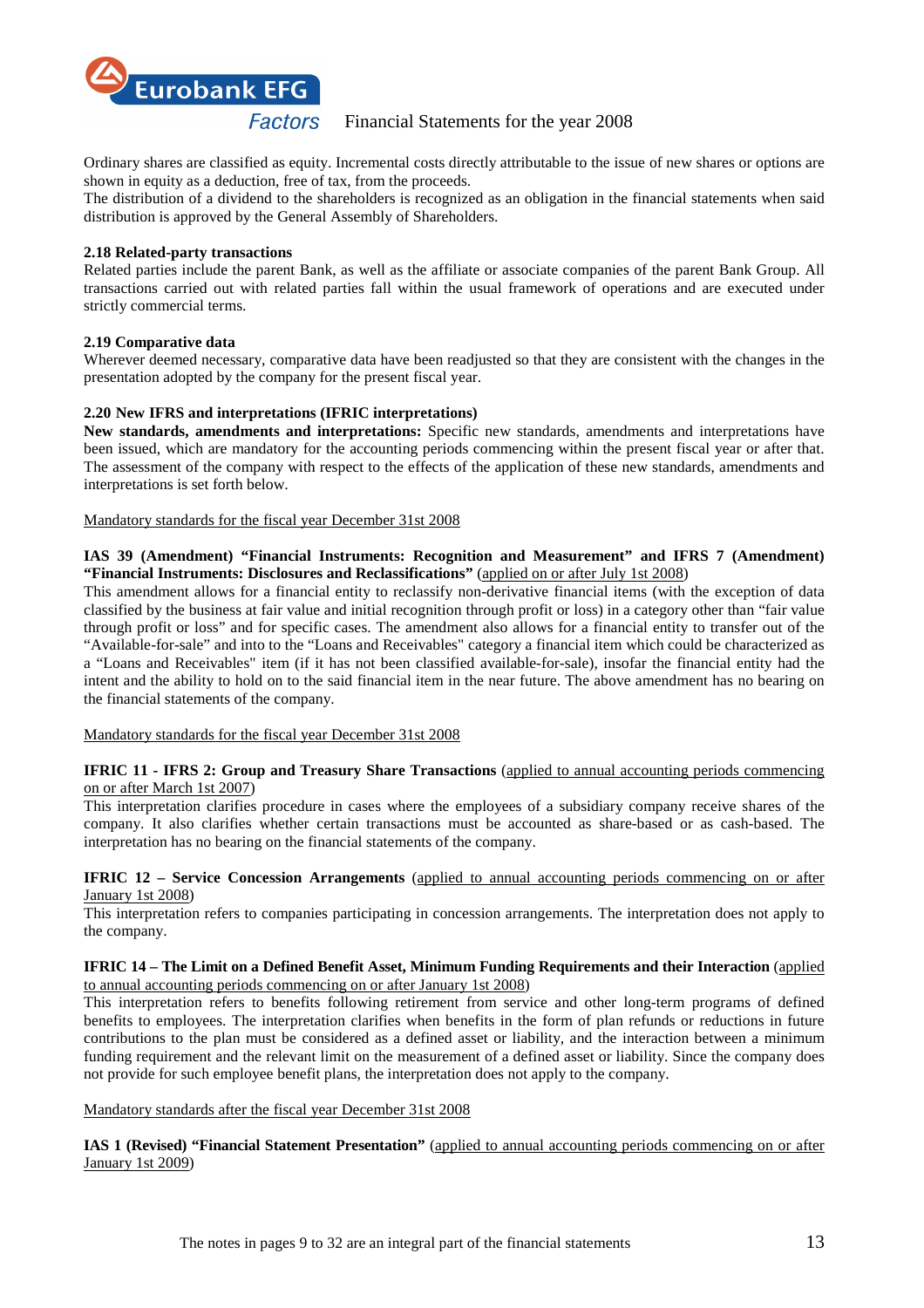Ordinary shares are classified as equity. Incremental costs directly attributable to the issue of new shares or options are shown in equity as a deduction, free of tax, from the proceeds.
The distribution of a dividend to the shareholders is recognized as an obligation in the financial statements when said distribution is approved by the General Assembly of Shareholders.

**2.18 Related-party transactions**
Related parties include the parent Bank, as well as the affiliate or associate companies of the parent Bank Group. All transactions carried out with related parties fall within the usual framework of operations and are executed under strictly commercial terms.

**2.19 Comparative data**
Wherever deemed necessary, comparative data have been readjusted so that they are consistent with the changes in the presentation adopted by the company for the present fiscal year.

**2.20 New IFRS and interpretations (IFRIC interpretations)**
**New standards, amendments and interpretations:** Specific new standards, amendments and interpretations have been issued, which are mandatory for the accounting periods commencing within the present fiscal year or after that. The assessment of the company with respect to the effects of the application of these new standards, amendments and interpretations is set forth below.

Mandatory standards for the fiscal year December 31st 2008

**IAS 39 (Amendment) "Financial Instruments: Recognition and Measurement" and IFRS 7 (Amendment) "Financial Instruments: Disclosures and Reclassifications"** (applied on or after July 1st 2008)
This amendment allows for a financial entity to reclassify non-derivative financial items (with the exception of data classified by the business at fair value and initial recognition through profit or loss) in a category other than "fair value through profit or loss" and for specific cases. The amendment also allows for a financial entity to transfer out of the "Available-for-sale" and into to the "Loans and Receivables" category a financial item which could be characterized as a "Loans and Receivables" item (if it has not been classified available-for-sale), insofar the financial entity had the intent and the ability to hold on to the said financial item in the near future. The above amendment has no bearing on the financial statements of the company.

Mandatory standards for the fiscal year December 31st 2008

**IFRIC 11 - IFRS 2: Group and Treasury Share Transactions** (applied to annual accounting periods commencing on or after March 1st 2007)
This interpretation clarifies procedure in cases where the employees of a subsidiary company receive shares of the company. It also clarifies whether certain transactions must be accounted as share-based or as cash-based. The interpretation has no bearing on the financial statements of the company.

**IFRIC 12 – Service Concession Arrangements** (applied to annual accounting periods commencing on or after January 1st 2008)
This interpretation refers to companies participating in concession arrangements. The interpretation does not apply to the company.

**IFRIC 14 – The Limit on a Defined Benefit Asset, Minimum Funding Requirements and their Interaction** (applied to annual accounting periods commencing on or after January 1st 2008)
This interpretation refers to benefits following retirement from service and other long-term programs of defined benefits to employees. The interpretation clarifies when benefits in the form of plan refunds or reductions in future contributions to the plan must be considered as a defined asset or liability, and the interaction between a minimum funding requirement and the relevant limit on the measurement of a defined asset or liability. Since the company does not provide for such employee benefit plans, the interpretation does not apply to the company.

Mandatory standards after the fiscal year December 31st 2008

**IAS 1 (Revised) "Financial Statement Presentation"** (applied to annual accounting periods commencing on or after January 1st 2009)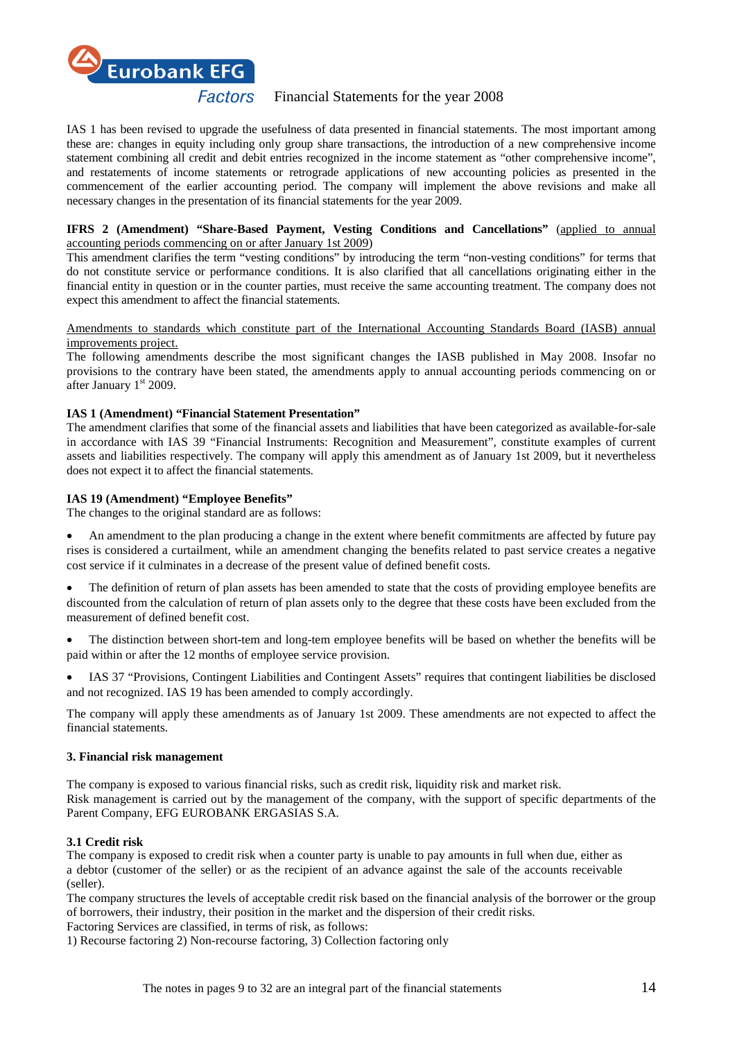IAS 1 has been revised to upgrade the usefulness of data presented in financial statements. The most important among these are: changes in equity including only group share transactions, the introduction of a new comprehensive income statement combining all credit and debit entries recognized in the income statement as "other comprehensive income", and restatements of income statements or retrograde applications of new accounting policies as presented in the commencement of the earlier accounting period. The company will implement the above revisions and make all necessary changes in the presentation of its financial statements for the year 2009.

**IFRS 2 (Amendment) "Share-Based Payment, Vesting Conditions and Cancellations"** (applied to annual accounting periods commencing on or after January 1st 2009)

This amendment clarifies the term "vesting conditions" by introducing the term "non-vesting conditions" for terms that do not constitute service or performance conditions. It is also clarified that all cancellations originating either in the financial entity in question or in the counter parties, must receive the same accounting treatment. The company does not expect this amendment to affect the financial statements.

Amendments to standards which constitute part of the International Accounting Standards Board (IASB) annual improvements project.

The following amendments describe the most significant changes the IASB published in May 2008. Insofar no provisions to the contrary have been stated, the amendments apply to annual accounting periods commencing on or after January 1st 2009.

**IAS 1 (Amendment) "Financial Statement Presentation"**

The amendment clarifies that some of the financial assets and liabilities that have been categorized as available-for-sale in accordance with IAS 39 "Financial Instruments: Recognition and Measurement", constitute examples of current assets and liabilities respectively. The company will apply this amendment as of January 1st 2009, but it nevertheless does not expect it to affect the financial statements.

**IAS 19 (Amendment) "Employee Benefits"**

The changes to the original standard are as follows:

- An amendment to the plan producing a change in the extent where benefit commitments are affected by future pay rises is considered a curtailment, while an amendment changing the benefits related to past service creates a negative cost service if it culminates in a decrease of the present value of defined benefit costs.
- The definition of return of plan assets has been amended to state that the costs of providing employee benefits are discounted from the calculation of return of plan assets only to the degree that these costs have been excluded from the measurement of defined benefit cost.
- The distinction between short-tem and long-tem employee benefits will be based on whether the benefits will be paid within or after the 12 months of employee service provision.
- IAS 37 "Provisions, Contingent Liabilities and Contingent Assets" requires that contingent liabilities be disclosed and not recognized. IAS 19 has been amended to comply accordingly.

The company will apply these amendments as of January 1st 2009. These amendments are not expected to affect the financial statements.

## 3. Financial risk management

The company is exposed to various financial risks, such as credit risk, liquidity risk and market risk.

Risk management is carried out by the management of the company, with the support of specific departments of the Parent Company, EFG EUROBANK ERGASIAS S.A.

### 3.1 Credit risk

The company is exposed to credit risk when a counter party is unable to pay amounts in full when due, either as a debtor (customer of the seller) or as the recipient of an advance against the sale of the accounts receivable (seller).

The company structures the levels of acceptable credit risk based on the financial analysis of the borrower or the group of borrowers, their industry, their position in the market and the dispersion of their credit risks.

Factoring Services are classified, in terms of risk, as follows:

1) Recourse factoring 2) Non-recourse factoring, 3) Collection factoring only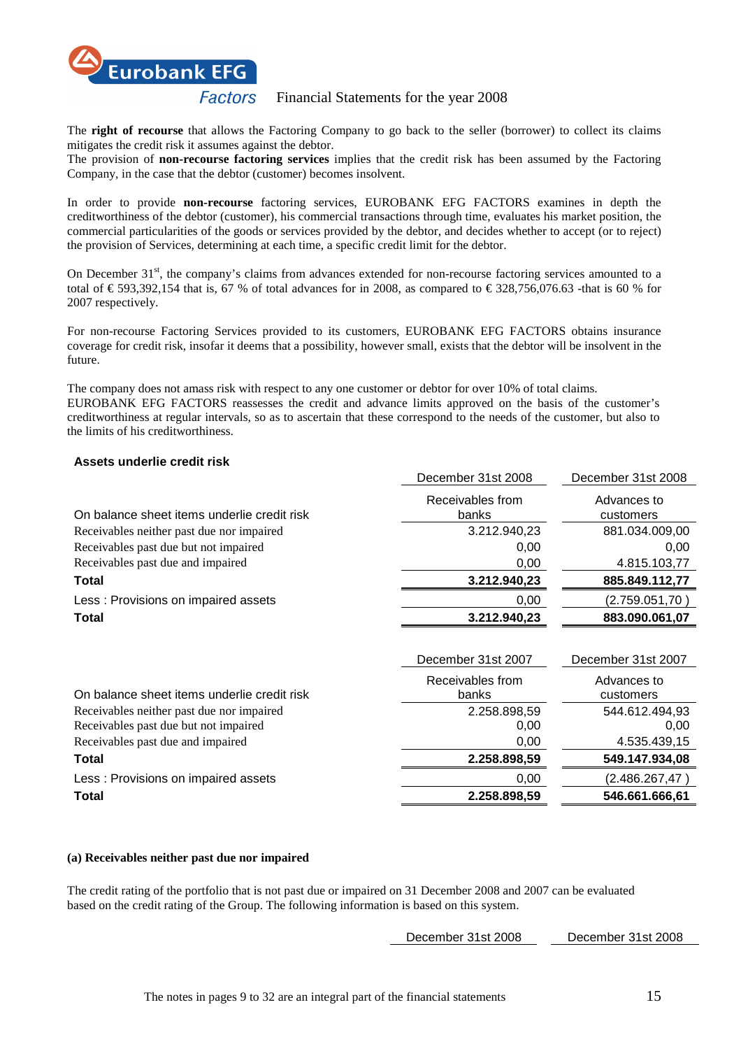The **right of recourse** that allows the Factoring Company to go back to the seller (borrower) to collect its claims mitigates the credit risk it assumes against the debtor.
The provision of **non-recourse factoring services** implies that the credit risk has been assumed by the Factoring Company, in the case that the debtor (customer) becomes insolvent.

In order to provide **non-recourse** factoring services, EUROBANK EFG FACTORS examines in depth the creditworthiness of the debtor (customer), his commercial transactions through time, evaluates his market position, the commercial particularities of the goods or services provided by the debtor, and decides whether to accept (or to reject) the provision of Services, determining at each time, a specific credit limit for the debtor.

On December 31st, the company's claims from advances extended for non-recourse factoring services amounted to a total of € 593,392,154 that is, 67 % of total advances for in 2008, as compared to € 328,756,076.63 -that is 60 % for 2007 respectively.

For non-recourse Factoring Services provided to its customers, EUROBANK EFG FACTORS obtains insurance coverage for credit risk, insofar it deems that a possibility, however small, exists that the debtor will be insolvent in the future.

The company does not amass risk with respect to any one customer or debtor for over 10% of total claims.
EUROBANK EFG FACTORS reassesses the credit and advance limits approved on the basis of the customer's creditworthiness at regular intervals, so as to ascertain that these correspond to the needs of the customer, but also to the limits of his creditworthiness.

**Assets underlie credit risk**

| | December 31st 2008 | December 31st 2008 |
|---|---|---|
| On balance sheet items underlie credit risk | Receivables from banks | Advances to customers |
| Receivables neither past due nor impaired | 3.212.940,23 | 881.034.009,00 |
| Receivables past due but not impaired | 0,00 | 0,00 |
| Receivables past due and impaired | 0,00 | 4.815.103,77 |
| **Total** | **3.212.940,23** | **885.849.112,77** |
| Less : Provisions on impaired assets | 0,00 | (2.759.051,70 ) |
| **Total** | **3.212.940,23** | **883.090.061,07** |

| | December 31st 2007 | December 31st 2007 |
|---|---|---|
| On balance sheet items underlie credit risk | Receivables from banks | Advances to customers |
| Receivables neither past due nor impaired | 2.258.898,59 | 544.612.494,93 |
| Receivables past due but not impaired | 0,00 | 0,00 |
| Receivables past due and impaired | 0,00 | 4.535.439,15 |
| **Total** | **2.258.898,59** | **549.147.934,08** |
| Less : Provisions on impaired assets | 0,00 | (2.486.267,47 ) |
| **Total** | **2.258.898,59** | **546.661.666,61** |

**(a) Receivables neither past due nor impaired**

The credit rating of the portfolio that is not past due or impaired on 31 December 2008 and 2007 can be evaluated based on the credit rating of the Group. The following information is based on this system.

| December 31st 2008 | December 31st 2008 |
|---|---|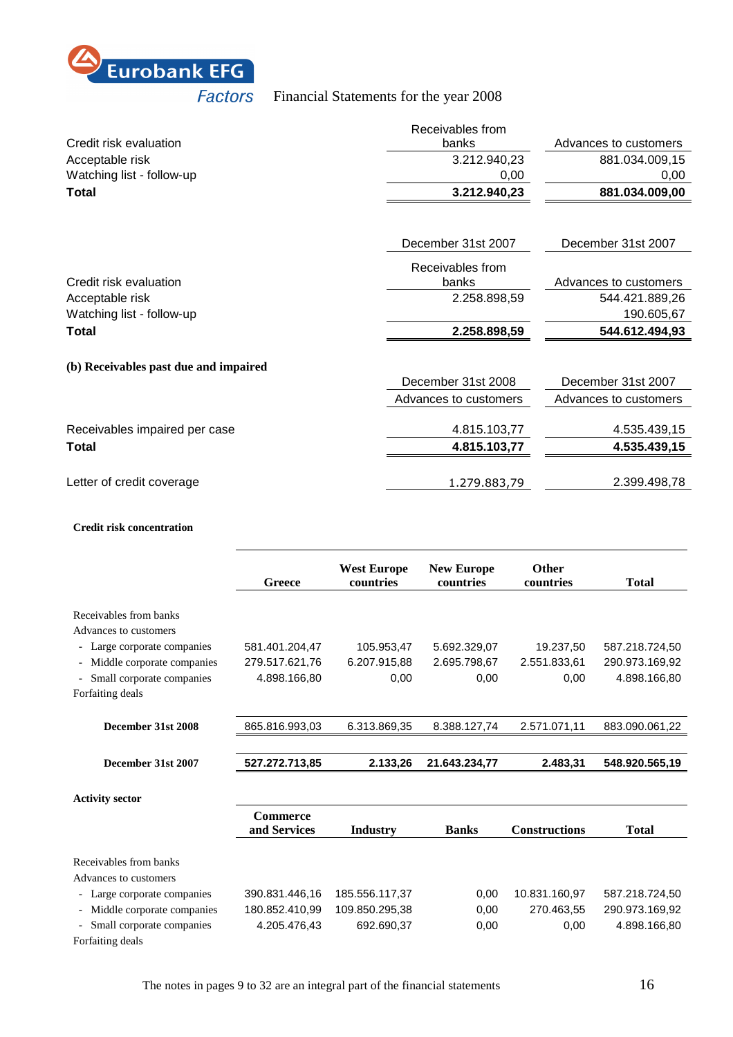| Credit risk evaluation | Receivables from banks | Advances to customers |
|---|---|---|
| Acceptable risk | 3.212.940,23 | 881.034.009,15 |
| Watching list - follow-up | 0,00 | 0,00 |
| **Total** | **3.212.940,23** | **881.034.009,00** |

| | December 31st 2007 | December 31st 2007 |
|---|---|---|
| Credit risk evaluation | Receivables from banks | Advances to customers |
| Acceptable risk | 2.258.898,59 | 544.421.889,26 |
| Watching list - follow-up | | 190.605,67 |
| **Total** | **2.258.898,59** | **544.612.494,93** |

**(b) Receivables past due and impaired**

| | December 31st 2008 | December 31st 2007 |
|---|---|---|
| | Advances to customers | Advances to customers |
| Receivables impaired per case | 4.815.103,77 | 4.535.439,15 |
| **Total** | **4.815.103,77** | **4.535.439,15** |
| Letter of credit coverage | 1.279.883,79 | 2.399.498,78 |

**Credit risk concentration**

| | Greece | West Europe countries | New Europe countries | Other countries | Total |
|---|---|---|---|---|---|
| Receivables from banks | | | | | |
| Advances to customers | | | | | |
| - Large corporate companies | 581.401.204,47 | 105.953,47 | 5.692.329,07 | 19.237,50 | 587.218.724,50 |
| - Middle corporate companies | 279.517.621,76 | 6.207.915,88 | 2.695.798,67 | 2.551.833,61 | 290.973.169,92 |
| - Small corporate companies | 4.898.166,80 | 0,00 | 0,00 | 0,00 | 4.898.166,80 |
| Forfaiting deals | | | | | |
| **December 31st 2008** | 865.816.993,03 | 6.313.869,35 | 8.388.127,74 | 2.571.071,11 | 883.090.061,22 |
| **December 31st 2007** | **527.272.713,85** | **2.133,26** | **21.643.234,77** | **2.483,31** | **548.920.565,19** |

**Activity sector**

| | Commerce and Services | Industry | Banks | Constructions | Total |
|---|---|---|---|---|---|
| Receivables from banks | | | | | |
| Advances to customers | | | | | |
| - Large corporate companies | 390.831.446,16 | 185.556.117,37 | 0,00 | 10.831.160,97 | 587.218.724,50 |
| - Middle corporate companies | 180.852.410,99 | 109.850.295,38 | 0,00 | 270.463,55 | 290.973.169,92 |
| - Small corporate companies | 4.205.476,43 | 692.690,37 | 0,00 | 0,00 | 4.898.166,80 |
| Forfaiting deals | | | | | |

The notes in pages 9 to 32 are an integral part of the financial statements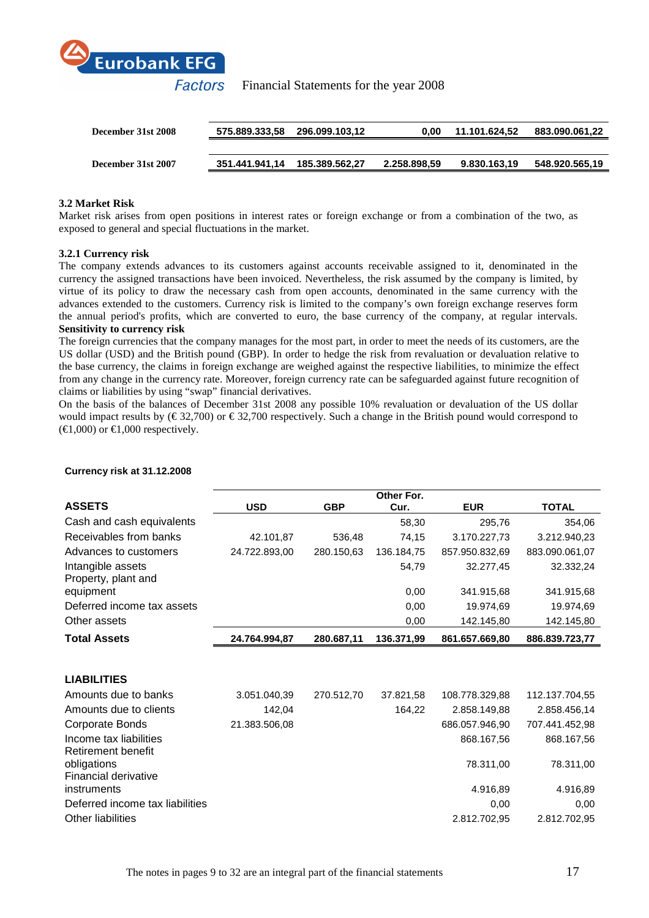| | | | | | |
|---|---|---|---|---|---|
| **December 31st 2008** | **575.889.333,58** | **296.099.103,12** | **0,00** | **11.101.624,52** | **883.090.061,22** |
| **December 31st 2007** | **351.441.941,14** | **185.389.562,27** | **2.258.898,59** | **9.830.163,19** | **548.920.565,19** |

### 3.2 Market Risk

Market risk arises from open positions in interest rates or foreign exchange or from a combination of the two, as exposed to general and special fluctuations in the market.

### 3.2.1 Currency risk

The company extends advances to its customers against accounts receivable assigned to it, denominated in the currency the assigned transactions have been invoiced. Nevertheless, the risk assumed by the company is limited, by virtue of its policy to draw the necessary cash from open accounts, denominated in the same currency with the advances extended to the customers. Currency risk is limited to the company's own foreign exchange reserves form the annual period's profits, which are converted to euro, the base currency of the company, at regular intervals.

**Sensitivity to currency risk**

The foreign currencies that the company manages for the most part, in order to meet the needs of its customers, are the US dollar (USD) and the British pound (GBP). In order to hedge the risk from revaluation or devaluation relative to the base currency, the claims in foreign exchange are weighed against the respective liabilities, to minimize the effect from any change in the currency rate. Moreover, foreign currency rate can be safeguarded against future recognition of claims or liabilities by using "swap" financial derivatives.

On the basis of the balances of December 31st 2008 any possible 10% revaluation or devaluation of the US dollar would impact results by (€ 32,700) or € 32,700 respectively. Such a change in the British pound would correspond to (€1,000) or €1,000 respectively.

**Currency risk at 31.12.2008**

| **ASSETS** | **USD** | **GBP** | **Other For. Cur.** | **EUR** | **TOTAL** |
|---|---|---|---|---|---|
| Cash and cash equivalents | | | 58,30 | 295,76 | 354,06 |
| Receivables from banks | 42.101,87 | 536,48 | 74,15 | 3.170.227,73 | 3.212.940,23 |
| Advances to customers | 24.722.893,00 | 280.150,63 | 136.184,75 | 857.950.832,69 | 883.090.061,07 |
| Intangible assets | | | 54,79 | 32.277,45 | 32.332,24 |
| Property, plant and equipment | | | 0,00 | 341.915,68 | 341.915,68 |
| Deferred income tax assets | | | 0,00 | 19.974,69 | 19.974,69 |
| Other assets | | | 0,00 | 142.145,80 | 142.145,80 |
| **Total Assets** | **24.764.994,87** | **280.687,11** | **136.371,99** | **861.657.669,80** | **886.839.723,77** |
| | | | | | |
| **LIABILITIES** | | | | | |
| Amounts due to banks | 3.051.040,39 | 270.512,70 | 37.821,58 | 108.778.329,88 | 112.137.704,55 |
| Amounts due to clients | 142,04 | | 164,22 | 2.858.149,88 | 2.858.456,14 |
| Corporate Bonds | 21.383.506,08 | | | 686.057.946,90 | 707.441.452,98 |
| Income tax liabilities | | | | 868.167,56 | 868.167,56 |
| Retirement benefit obligations | | | | 78.311,00 | 78.311,00 |
| Financial derivative instruments | | | | 4.916,89 | 4.916,89 |
| Deferred income tax liabilities | | | | 0,00 | 0,00 |
| Other liabilities | | | | 2.812.702,95 | 2.812.702,95 |

The notes in pages 9 to 32 are an integral part of the financial statements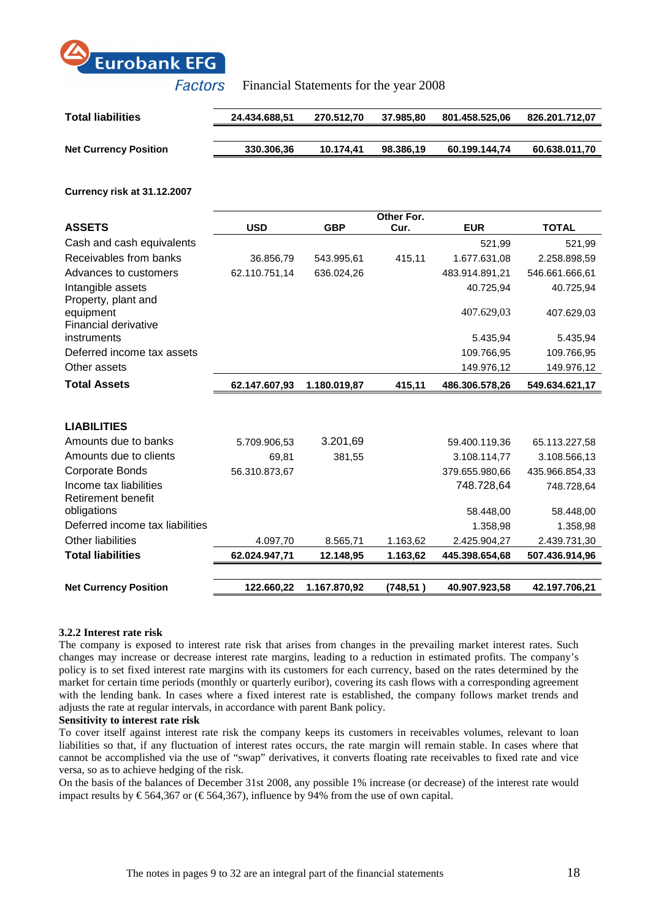| | | | | | |
|---|---|---|---|---|---|
| **Total liabilities** | **24.434.688,51** | **270.512,70** | **37.985,80** | **801.458.525,06** | **826.201.712,07** |
| **Net Currency Position** | **330.306,36** | **10.174,41** | **98.386,19** | **60.199.144,74** | **60.638.011,70** |

**Currency risk at 31.12.2007**

| **ASSETS** | **USD** | **GBP** | **Other For. Cur.** | **EUR** | **TOTAL** |
|---|---|---|---|---|---|
| Cash and cash equivalents | | | | 521,99 | 521,99 |
| Receivables from banks | 36.856,79 | 543.995,61 | 415,11 | 1.677.631,08 | 2.258.898,59 |
| Advances to customers | 62.110.751,14 | 636.024,26 | | 483.914.891,21 | 546.661.666,61 |
| Intangible assets | | | | 40.725,94 | 40.725,94 |
| Property, plant and equipment | | | | 407.629,03 | 407.629,03 |
| Financial derivative instruments | | | | 5.435,94 | 5.435,94 |
| Deferred income tax assets | | | | 109.766,95 | 109.766,95 |
| Other assets | | | | 149.976,12 | 149.976,12 |
| **Total Assets** | **62.147.607,93** | **1.180.019,87** | **415,11** | **486.306.578,26** | **549.634.621,17** |
| | | | | | |
| **LIABILITIES** | | | | | |
| Amounts due to banks | 5.709.906,53 | 3.201,69 | | 59.400.119,36 | 65.113.227,58 |
| Amounts due to clients | 69,81 | 381,55 | | 3.108.114,77 | 3.108.566,13 |
| Corporate Bonds | 56.310.873,67 | | | 379.655.980,66 | 435.966.854,33 |
| Income tax liabilities | | | | 748.728,64 | 748.728,64 |
| Retirement benefit obligations | | | | 58.448,00 | 58.448,00 |
| Deferred income tax liabilities | | | | 1.358,98 | 1.358,98 |
| Other liabilities | 4.097,70 | 8.565,71 | 1.163,62 | 2.425.904,27 | 2.439.731,30 |
| **Total liabilities** | **62.024.947,71** | **12.148,95** | **1.163,62** | **445.398.654,68** | **507.436.914,96** |
| | | | | | |
| **Net Currency Position** | **122.660,22** | **1.167.870,92** | **(748,51 )** | **40.907.923,58** | **42.197.706,21** |

**3.2.2 Interest rate risk**

The company is exposed to interest rate risk that arises from changes in the prevailing market interest rates. Such changes may increase or decrease interest rate margins, leading to a reduction in estimated profits. The company's policy is to set fixed interest rate margins with its customers for each currency, based on the rates determined by the market for certain time periods (monthly or quarterly euribor), covering its cash flows with a corresponding agreement with the lending bank. In cases where a fixed interest rate is established, the company follows market trends and adjusts the rate at regular intervals, in accordance with parent Bank policy.

**Sensitivity to interest rate risk**

To cover itself against interest rate risk the company keeps its customers in receivables volumes, relevant to loan liabilities so that, if any fluctuation of interest rates occurs, the rate margin will remain stable. In cases where that cannot be accomplished via the use of "swap" derivatives, it converts floating rate receivables to fixed rate and vice versa, so as to achieve hedging of the risk.

On the basis of the balances of December 31st 2008, any possible 1% increase (or decrease) of the interest rate would impact results by € 564,367 or (€ 564,367), influence by 94% from the use of own capital.

The notes in pages 9 to 32 are an integral part of the financial statements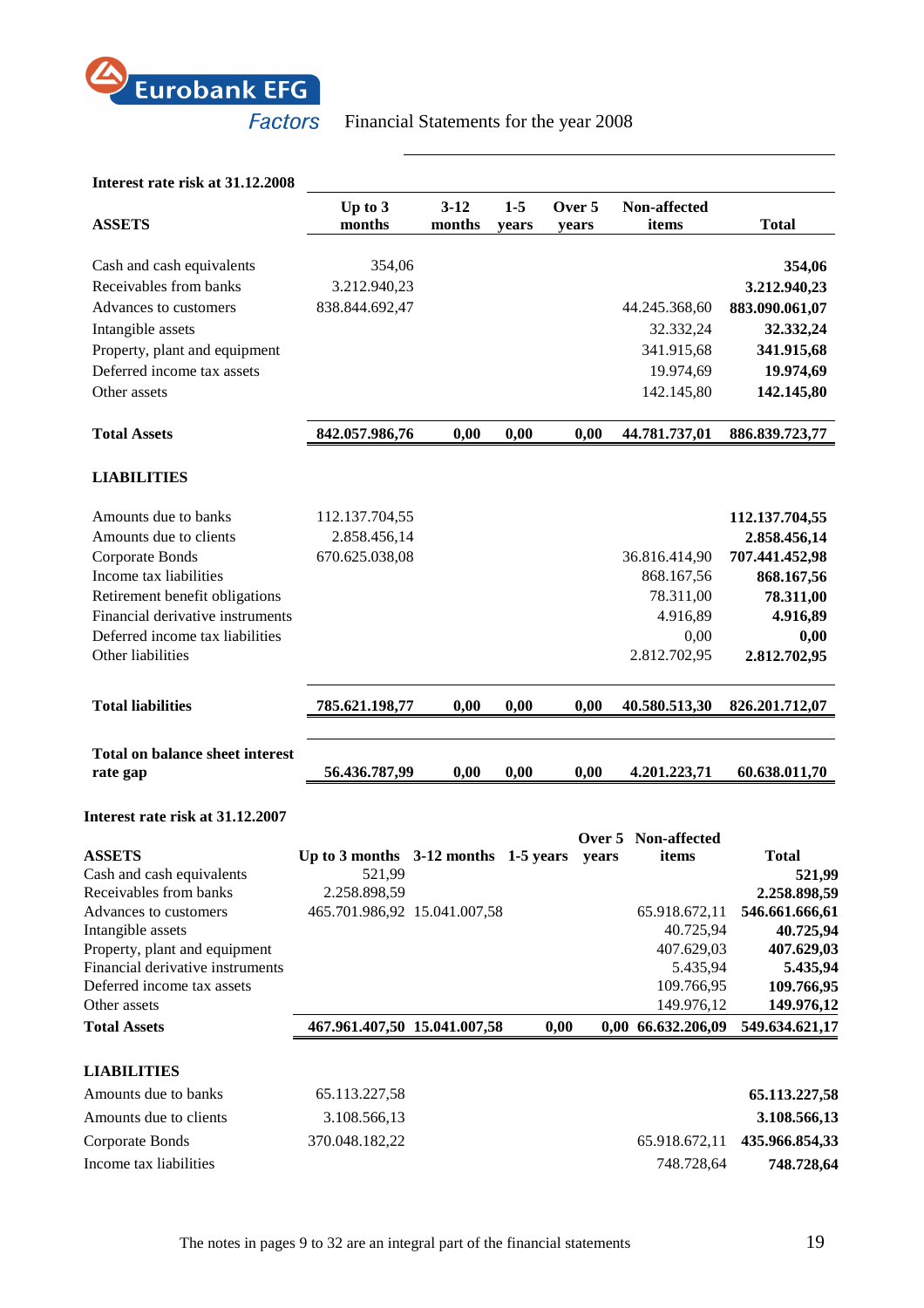**Interest rate risk at 31.12.2008**

| ASSETS | Up to 3 months | 3-12 months | 1-5 years | Over 5 years | Non-affected items | Total |
|---|---|---|---|---|---|---|
| Cash and cash equivalents | 354,06 | | | | | **354,06** |
| Receivables from banks | 3.212.940,23 | | | | | **3.212.940,23** |
| Advances to customers | 838.844.692,47 | | | | 44.245.368,60 | **883.090.061,07** |
| Intangible assets | | | | | 32.332,24 | **32.332,24** |
| Property, plant and equipment | | | | | 341.915,68 | **341.915,68** |
| Deferred income tax assets | | | | | 19.974,69 | **19.974,69** |
| Other assets | | | | | 142.145,80 | **142.145,80** |
| **Total Assets** | **842.057.986,76** | **0,00** | **0,00** | **0,00** | **44.781.737,01** | **886.839.723,77** |
| **LIABILITIES** | | | | | | |
| Amounts due to banks | 112.137.704,55 | | | | | **112.137.704,55** |
| Amounts due to clients | 2.858.456,14 | | | | | **2.858.456,14** |
| Corporate Bonds | 670.625.038,08 | | | | 36.816.414,90 | **707.441.452,98** |
| Income tax liabilities | | | | | 868.167,56 | **868.167,56** |
| Retirement benefit obligations | | | | | 78.311,00 | **78.311,00** |
| Financial derivative instruments | | | | | 4.916,89 | **4.916,89** |
| Deferred income tax liabilities | | | | | 0,00 | **0,00** |
| Other liabilities | | | | | 2.812.702,95 | **2.812.702,95** |
| **Total liabilities** | **785.621.198,77** | **0,00** | **0,00** | **0,00** | **40.580.513,30** | **826.201.712,07** |
| **Total on balance sheet interest rate gap** | **56.436.787,99** | **0,00** | **0,00** | **0,00** | **4.201.223,71** | **60.638.011,70** |

**Interest rate risk at 31.12.2007**

| ASSETS | Up to 3 months | 3-12 months | 1-5 years | Over 5 years | Non-affected items | Total |
|---|---|---|---|---|---|---|
| Cash and cash equivalents | 521,99 | | | | | **521,99** |
| Receivables from banks | 2.258.898,59 | | | | | **2.258.898,59** |
| Advances to customers | 465.701.986,92 | 15.041.007,58 | | | 65.918.672,11 | **546.661.666,61** |
| Intangible assets | | | | | 40.725,94 | **40.725,94** |
| Property, plant and equipment | | | | | 407.629,03 | **407.629,03** |
| Financial derivative instruments | | | | | 5.435,94 | **5.435,94** |
| Deferred income tax assets | | | | | 109.766,95 | **109.766,95** |
| Other assets | | | | | 149.976,12 | **149.976,12** |
| **Total Assets** | **467.961.407,50** | **15.041.007,58** | **0,00** | **0,00** | **66.632.206,09** | **549.634.621,17** |
| **LIABILITIES** | | | | | | |
| Amounts due to banks | 65.113.227,58 | | | | | **65.113.227,58** |
| Amounts due to clients | 3.108.566,13 | | | | | **3.108.566,13** |
| Corporate Bonds | 370.048.182,22 | | | | 65.918.672,11 | **435.966.854,33** |
| Income tax liabilities | | | | | 748.728,64 | **748.728,64** |

The notes in pages 9 to 32 are an integral part of the financial statements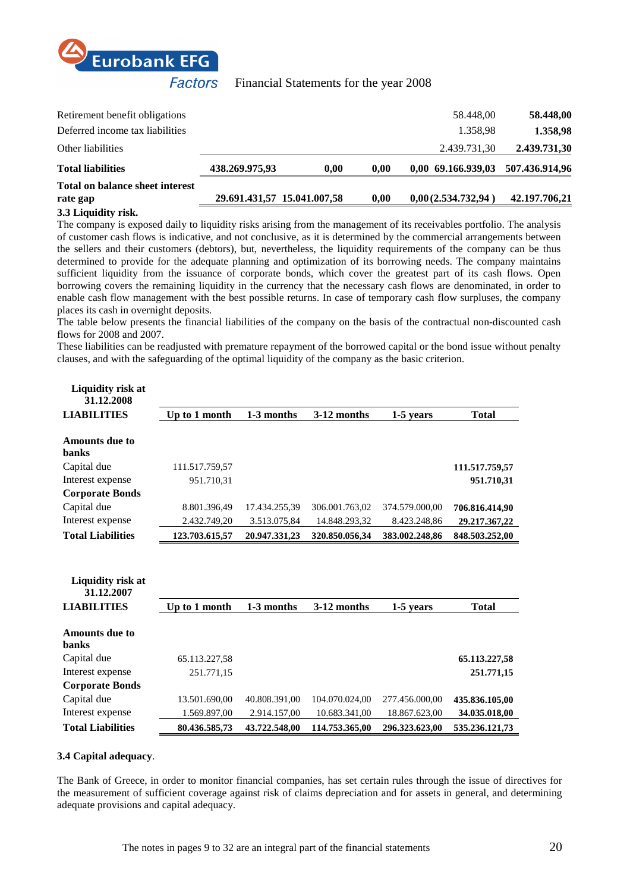| | | | | | | |
|---|---|---|---|---|---|---|
| Retirement benefit obligations | | | | | 58.448,00 | **58.448,00** |
| Deferred income tax liabilities | | | | | 1.358,98 | **1.358,98** |
| Other liabilities | | | | | 2.439.731,30 | **2.439.731,30** |
| **Total liabilities** | **438.269.975,93** | **0,00** | **0,00** | **0,00** | **69.166.939,03** | **507.436.914,96** |
| **Total on balance sheet interest rate gap** | **29.691.431,57** | **15.041.007,58** | **0,00** | **0,00** | **(2.534.732,94 )** | **42.197.706,21** |

### 3.3 Liquidity risk.

The company is exposed daily to liquidity risks arising from the management of its receivables portfolio. The analysis of customer cash flows is indicative, and not conclusive, as it is determined by the commercial arrangements between the sellers and their customers (debtors), but, nevertheless, the liquidity requirements of the company can be thus determined to provide for the adequate planning and optimization of its borrowing needs. The company maintains sufficient liquidity from the issuance of corporate bonds, which cover the greatest part of its cash flows. Open borrowing covers the remaining liquidity in the currency that the necessary cash flows are denominated, in order to enable cash flow management with the best possible returns. In case of temporary cash flow surpluses, the company places its cash in overnight deposits.

The table below presents the financial liabilities of the company on the basis of the contractual non-discounted cash flows for 2008 and 2007.

These liabilities can be readjusted with premature repayment of the borrowed capital or the bond issue without penalty clauses, and with the safeguarding of the optimal liquidity of the company as the basic criterion.

**Liquidity risk at 31.12.2008**

| LIABILITIES | Up to 1 month | 1-3 months | 3-12 months | 1-5 years | Total |
|---|---|---|---|---|---|
| **Amounts due to banks** | | | | | |
| Capital due | 111.517.759,57 | | | | **111.517.759,57** |
| Interest expense | 951.710,31 | | | | **951.710,31** |
| **Corporate Bonds** | | | | | |
| Capital due | 8.801.396,49 | 17.434.255,39 | 306.001.763,02 | 374.579.000,00 | **706.816.414,90** |
| Interest expense | 2.432.749,20 | 3.513.075,84 | 14.848.293,32 | 8.423.248,86 | **29.217.367,22** |
| **Total Liabilities** | **123.703.615,57** | **20.947.331,23** | **320.850.056,34** | **383.002.248,86** | **848.503.252,00** |

**Liquidity risk at 31.12.2007**

| LIABILITIES | Up to 1 month | 1-3 months | 3-12 months | 1-5 years | Total |
|---|---|---|---|---|---|
| **Amounts due to banks** | | | | | |
| Capital due | 65.113.227,58 | | | | **65.113.227,58** |
| Interest expense | 251.771,15 | | | | **251.771,15** |
| **Corporate Bonds** | | | | | |
| Capital due | 13.501.690,00 | 40.808.391,00 | 104.070.024,00 | 277.456.000,00 | **435.836.105,00** |
| Interest expense | 1.569.897,00 | 2.914.157,00 | 10.683.341,00 | 18.867.623,00 | **34.035.018,00** |
| **Total Liabilities** | **80.436.585,73** | **43.722.548,00** | **114.753.365,00** | **296.323.623,00** | **535.236.121,73** |

### 3.4 Capital adequacy.

The Bank of Greece, in order to monitor financial companies, has set certain rules through the issue of directives for the measurement of sufficient coverage against risk of claims depreciation and for assets in general, and determining adequate provisions and capital adequacy.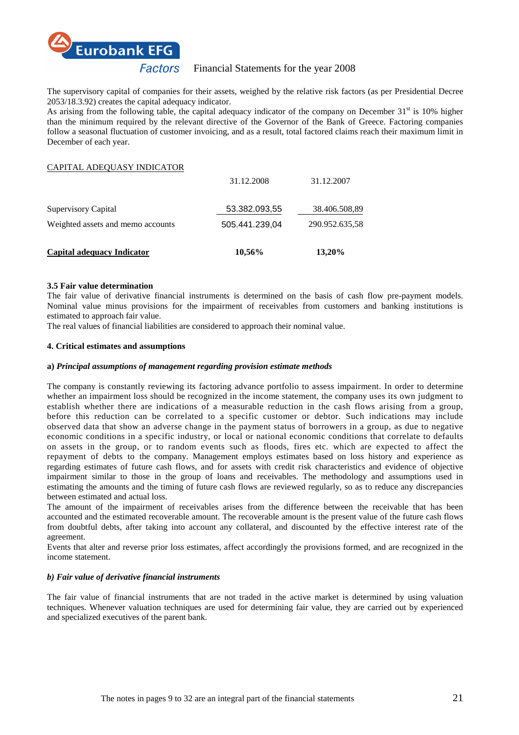The supervisory capital of companies for their assets, weighed by the relative risk factors (as per Presidential Decree 2053/18.3.92) creates the capital adequacy indicator.
As arising from the following table, the capital adequacy indicator of the company on December 31[st] is 10% higher than the minimum required by the relevant directive of the Governor of the Bank of Greece. Factoring companies follow a seasonal fluctuation of customer invoicing, and as a result, total factored claims reach their maximum limit in December of each year.

CAPITAL ADEQUASY INDICATOR

| | 31.12.2008 | 31.12.2007 |
|---|---|---|
| Supervisory Capital | 53.382.093,55 | 38.406.508,89 |
| Weighted assets and memo accounts | 505.441.239,04 | 290.952.635,58 |
| **Capital adequacy Indicator** | **10,56%** | **13,20%** |

**3.5 Fair value determination**

The fair value of derivative financial instruments is determined on the basis of cash flow pre-payment models. Nominal value minus provisions for the impairment of receivables from customers and banking institutions is estimated to approach fair value.
The real values of financial liabilities are considered to approach their nominal value.

**4. Critical estimates and assumptions**

**a)** ***Principal assumptions of management regarding provision estimate methods***

The company is constantly reviewing its factoring advance portfolio to assess impairment. In order to determine whether an impairment loss should be recognized in the income statement, the company uses its own judgment to establish whether there are indications of a measurable reduction in the cash flows arising from a group, before this reduction can be correlated to a specific customer or debtor. Such indications may include observed data that show an adverse change in the payment status of borrowers in a group, as due to negative economic conditions in a specific industry, or local or national economic conditions that correlate to defaults on assets in the group, or to random events such as floods, fires etc. which are expected to affect the repayment of debts to the company. Management employs estimates based on loss history and experience as regarding estimates of future cash flows, and for assets with credit risk characteristics and evidence of objective impairment similar to those in the group of loans and receivables. The methodology and assumptions used in estimating the amounts and the timing of future cash flows are reviewed regularly, so as to reduce any discrepancies between estimated and actual loss.
The amount of the impairment of receivables arises from the difference between the receivable that has been accounted and the estimated recoverable amount. The recoverable amount is the present value of the future cash flows from doubtful debts, after taking into account any collateral, and discounted by the effective interest rate of the agreement.
Events that alter and reverse prior loss estimates, affect accordingly the provisions formed, and are recognized in the income statement.

***b) Fair value of derivative financial instruments***

The fair value of financial instruments that are not traded in the active market is determined by using valuation techniques. Whenever valuation techniques are used for determining fair value, they are carried out by experienced and specialized executives of the parent bank.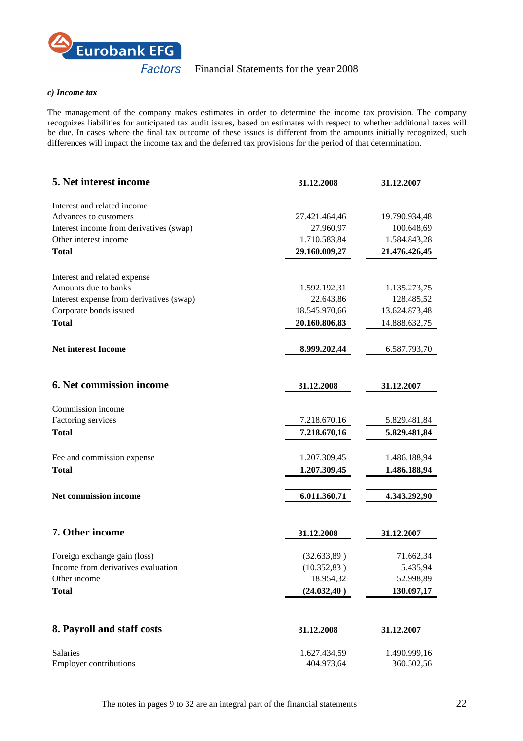*c) Income tax*

The management of the company makes estimates in order to determine the income tax provision. The company recognizes liabilities for anticipated tax audit issues, based on estimates with respect to whether additional taxes will be due. In cases where the final tax outcome of these issues is different from the amounts initially recognized, such differences will impact the income tax and the deferred tax provisions for the period of that determination.

## 5. Net interest income

| | 31.12.2008 | 31.12.2007 |
|---|---|---|
| Interest and related income | | |
| Advances to customers | 27.421.464,46 | 19.790.934,48 |
| Interest income from derivatives (swap) | 27.960,97 | 100.648,69 |
| Other interest income | 1.710.583,84 | 1.584.843,28 |
| **Total** | **29.160.009,27** | **21.476.426,45** |
| Interest and related expense | | |
| Amounts due to banks | 1.592.192,31 | 1.135.273,75 |
| Interest expense from derivatives (swap) | 22.643,86 | 128.485,52 |
| Corporate bonds issued | 18.545.970,66 | 13.624.873,48 |
| **Total** | **20.160.806,83** | 14.888.632,75 |
| **Net interest Income** | **8.999.202,44** | 6.587.793,70 |

## 6. Net commission income

| | 31.12.2008 | 31.12.2007 |
|---|---|---|
| Commission income | | |
| Factoring services | 7.218.670,16 | 5.829.481,84 |
| **Total** | **7.218.670,16** | **5.829.481,84** |
| Fee and commission expense | 1.207.309,45 | 1.486.188,94 |
| **Total** | **1.207.309,45** | **1.486.188,94** |
| **Net commission income** | **6.011.360,71** | **4.343.292,90** |

## 7. Other income

| | 31.12.2008 | 31.12.2007 |
|---|---|---|
| Foreign exchange gain (loss) | (32.633,89 ) | 71.662,34 |
| Income from derivatives evaluation | (10.352,83 ) | 5.435,94 |
| Other income | 18.954,32 | 52.998,89 |
| **Total** | **(24.032,40 )** | **130.097,17** |

## 8. Payroll and staff costs

| | 31.12.2008 | 31.12.2007 |
|---|---|---|
| Salaries | 1.627.434,59 | 1.490.999,16 |
| Employer contributions | 404.973,64 | 360.502,56 |

The notes in pages 9 to 32 are an integral part of the financial statements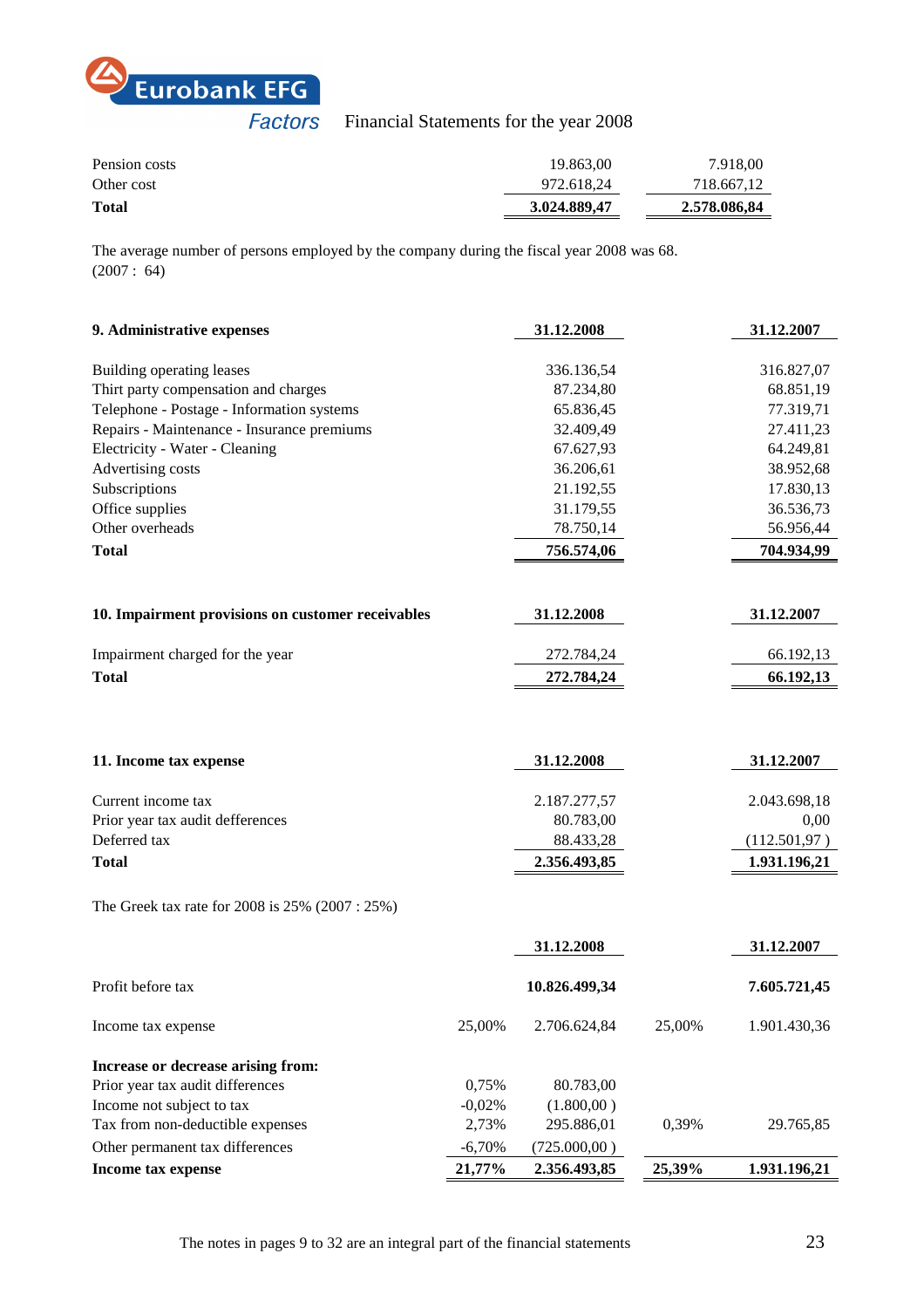| | | |
|---|---|---|
| Pension costs | 19.863,00 | 7.918,00 |
| Other cost | 972.618,24 | 718.667,12 |
| **Total** | **3.024.889,47** | **2.578.086,84** |

The average number of persons employed by the company during the fiscal year 2008 was 68. (2007 : 64)

| **9. Administrative expenses** | **31.12.2008** | **31.12.2007** |
|---|---|---|
| Building operating leases | 336.136,54 | 316.827,07 |
| Thirt party compensation and charges | 87.234,80 | 68.851,19 |
| Telephone - Postage - Information systems | 65.836,45 | 77.319,71 |
| Repairs - Maintenance - Insurance premiums | 32.409,49 | 27.411,23 |
| Electricity - Water - Cleaning | 67.627,93 | 64.249,81 |
| Advertising costs | 36.206,61 | 38.952,68 |
| Subscriptions | 21.192,55 | 17.830,13 |
| Office supplies | 31.179,55 | 36.536,73 |
| Other overheads | 78.750,14 | 56.956,44 |
| **Total** | **756.574,06** | **704.934,99** |

| **10. Impairment provisions on customer receivables** | **31.12.2008** | **31.12.2007** |
|---|---|---|
| Impairment charged for the year | 272.784,24 | 66.192,13 |
| **Total** | **272.784,24** | **66.192,13** |

| **11. Income tax expense** | **31.12.2008** | **31.12.2007** |
|---|---|---|
| Current income tax | 2.187.277,57 | 2.043.698,18 |
| Prior year tax audit defferences | 80.783,00 | 0,00 |
| Deferred tax | 88.433,28 | (112.501,97 ) |
| **Total** | **2.356.493,85** | **1.931.196,21** |

The Greek tax rate for 2008 is 25% (2007 : 25%)

| | | **31.12.2008** | | **31.12.2007** |
|---|---|---|---|---|
| Profit before tax | | **10.826.499,34** | | **7.605.721,45** |
| Income tax expense | 25,00% | 2.706.624,84 | 25,00% | 1.901.430,36 |
| **Increase or decrease arising from:** | | | | |
| Prior year tax audit differences | 0,75% | 80.783,00 | | |
| Income not subject to tax | -0,02% | (1.800,00 ) | | |
| Tax from non-deductible expenses | 2,73% | 295.886,01 | 0,39% | 29.765,85 |
| Other permanent tax differences | -6,70% | (725.000,00 ) | | |
| **Income tax expense** | **21,77%** | **2.356.493,85** | **25,39%** | **1.931.196,21** |

The notes in pages 9 to 32 are an integral part of the financial statements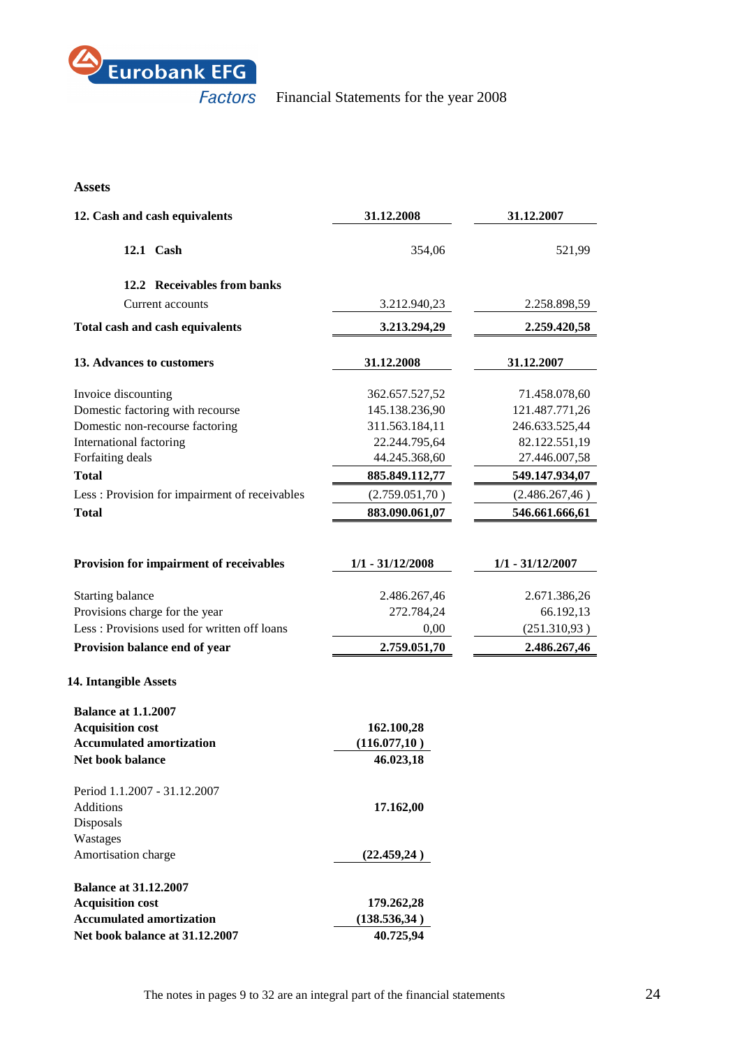## Assets

| 12. Cash and cash equivalents | 31.12.2008 | 31.12.2007 |
|---|---|---|
| **12.1 Cash** | 354,06 | 521,99 |
| **12.2 Receivables from banks** | | |
| Current accounts | 3.212.940,23 | 2.258.898,59 |
| **Total cash and cash equivalents** | **3.213.294,29** | **2.259.420,58** |

| 13. Advances to customers | 31.12.2008 | 31.12.2007 |
|---|---|---|
| Invoice discounting | 362.657.527,52 | 71.458.078,60 |
| Domestic factoring with recourse | 145.138.236,90 | 121.487.771,26 |
| Domestic non-recourse factoring | 311.563.184,11 | 246.633.525,44 |
| International factoring | 22.244.795,64 | 82.122.551,19 |
| Forfaiting deals | 44.245.368,60 | 27.446.007,58 |
| **Total** | **885.849.112,77** | **549.147.934,07** |
| Less : Provision for impairment of receivables | (2.759.051,70 ) | (2.486.267,46 ) |
| **Total** | **883.090.061,07** | **546.661.666,61** |

| Provision for impairment of receivables | 1/1 - 31/12/2008 | 1/1 - 31/12/2007 |
|---|---|---|
| Starting balance | 2.486.267,46 | 2.671.386,26 |
| Provisions charge for the year | 272.784,24 | 66.192,13 |
| Less : Provisions used for written off loans | 0,00 | (251.310,93 ) |
| **Provision balance end of year** | **2.759.051,70** | **2.486.267,46** |

### 14. Intangible Assets

| | |
|---|---|
| **Balance at 1.1.2007** | |
| **Acquisition cost** | **162.100,28** |
| **Accumulated amortization** | **(116.077,10 )** |
| **Net book balance** | **46.023,18** |
| Period 1.1.2007 - 31.12.2007 | |
| Additions | **17.162,00** |
| Disposals | |
| Wastages | |
| Amortisation charge | **(22.459,24 )** |
| **Balance at 31.12.2007** | |
| **Acquisition cost** | **179.262,28** |
| **Accumulated amortization** | **(138.536,34 )** |
| **Net book balance at 31.12.2007** | **40.725,94** |

The notes in pages 9 to 32 are an integral part of the financial statements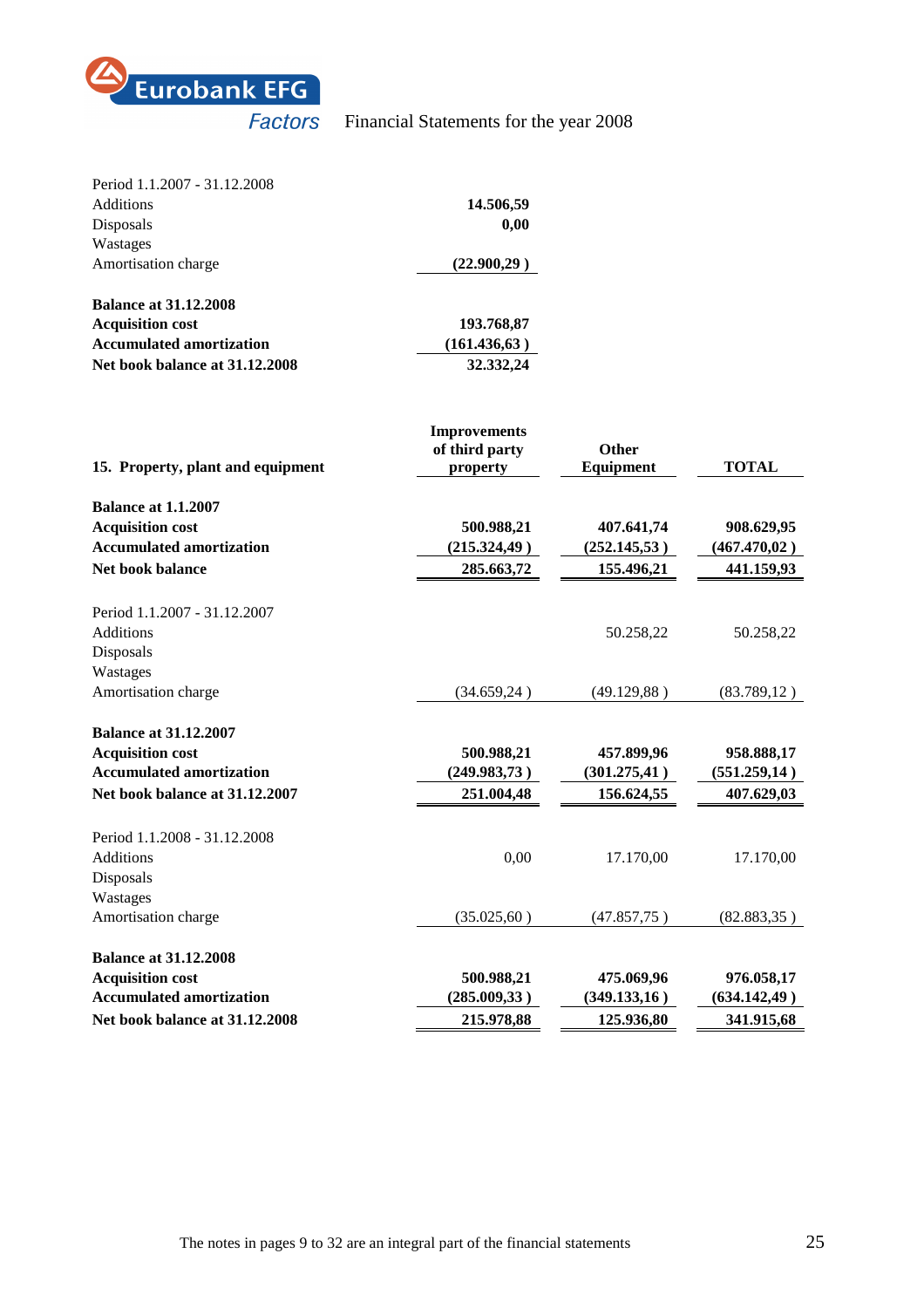| | |
|---|---|
| Period 1.1.2007 - 31.12.2008 | |
| Additions | **14.506,59** |
| Disposals | **0,00** |
| Wastages | |
| Amortisation charge | **(22.900,29 )** |
| | |
| **Balance at 31.12.2008** | |
| **Acquisition cost** | **193.768,87** |
| **Accumulated amortization** | **(161.436,63 )** |
| **Net book balance at 31.12.2008** | **32.332,24** |

| **15. Property, plant and equipment** | **Improvements of third party property** | **Other Equipment** | **TOTAL** |
|---|---|---|---|
| **Balance at 1.1.2007** | | | |
| **Acquisition cost** | **500.988,21** | **407.641,74** | **908.629,95** |
| **Accumulated amortization** | **(215.324,49 )** | **(252.145,53 )** | **(467.470,02 )** |
| **Net book balance** | **285.663,72** | **155.496,21** | **441.159,93** |
| | | | |
| Period 1.1.2007 - 31.12.2007 | | | |
| Additions | | 50.258,22 | 50.258,22 |
| Disposals | | | |
| Wastages | | | |
| Amortisation charge | (34.659,24 ) | (49.129,88 ) | (83.789,12 ) |
| | | | |
| **Balance at 31.12.2007** | | | |
| **Acquisition cost** | **500.988,21** | **457.899,96** | **958.888,17** |
| **Accumulated amortization** | **(249.983,73 )** | **(301.275,41 )** | **(551.259,14 )** |
| **Net book balance at 31.12.2007** | **251.004,48** | **156.624,55** | **407.629,03** |
| | | | |
| Period 1.1.2008 - 31.12.2008 | | | |
| Additions | 0,00 | 17.170,00 | 17.170,00 |
| Disposals | | | |
| Wastages | | | |
| Amortisation charge | (35.025,60 ) | (47.857,75 ) | (82.883,35 ) |
| | | | |
| **Balance at 31.12.2008** | | | |
| **Acquisition cost** | **500.988,21** | **475.069,96** | **976.058,17** |
| **Accumulated amortization** | **(285.009,33 )** | **(349.133,16 )** | **(634.142,49 )** |
| **Net book balance at 31.12.2008** | **215.978,88** | **125.936,80** | **341.915,68** |

The notes in pages 9 to 32 are an integral part of the financial statements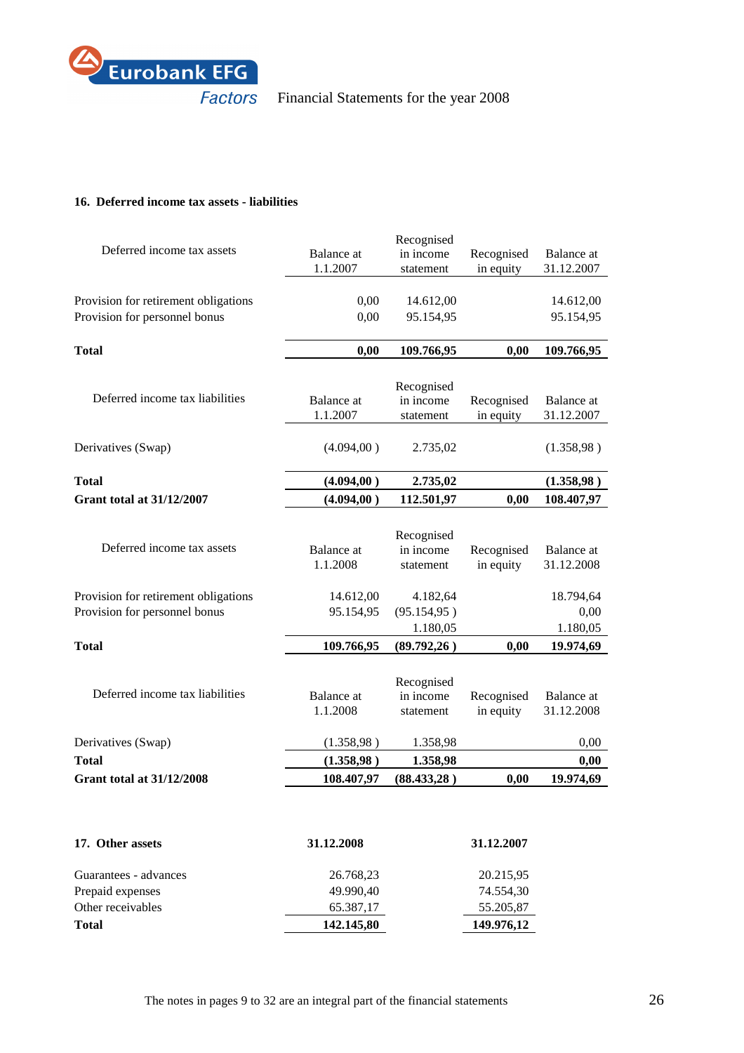## 16. Deferred income tax assets - liabilities

| Deferred income tax assets | Balance at 1.1.2007 | Recognised in income statement | Recognised in equity | Balance at 31.12.2007 |
|---|---|---|---|---|
| Provision for retirement obligations | 0,00 | 14.612,00 | | 14.612,00 |
| Provision for personnel bonus | 0,00 | 95.154,95 | | 95.154,95 |
| **Total** | **0,00** | **109.766,95** | **0,00** | **109.766,95** |

| Deferred income tax liabilities | Balance at 1.1.2007 | Recognised in income statement | Recognised in equity | Balance at 31.12.2007 |
|---|---|---|---|---|
| Derivatives (Swap) | (4.094,00 ) | 2.735,02 | | (1.358,98 ) |
| **Total** | **(4.094,00 )** | **2.735,02** | | **(1.358,98 )** |
| **Grant total at 31/12/2007** | **(4.094,00 )** | **112.501,97** | **0,00** | **108.407,97** |

| Deferred income tax assets | Balance at 1.1.2008 | Recognised in income statement | Recognised in equity | Balance at 31.12.2008 |
|---|---|---|---|---|
| Provision for retirement obligations | 14.612,00 | 4.182,64 | | 18.794,64 |
| Provision for personnel bonus | 95.154,95 | (95.154,95 ) | | 0,00 |
| | | 1.180,05 | | 1.180,05 |
| **Total** | **109.766,95** | **(89.792,26 )** | **0,00** | **19.974,69** |

| Deferred income tax liabilities | Balance at 1.1.2008 | Recognised in income statement | Recognised in equity | Balance at 31.12.2008 |
|---|---|---|---|---|
| Derivatives (Swap) | (1.358,98 ) | 1.358,98 | | 0,00 |
| **Total** | **(1.358,98 )** | **1.358,98** | | **0,00** |
| **Grant total at 31/12/2008** | **108.407,97** | **(88.433,28 )** | **0,00** | **19.974,69** |

## 17. Other assets

| 17. Other assets | 31.12.2008 | 31.12.2007 |
|---|---|---|
| Guarantees - advances | 26.768,23 | 20.215,95 |
| Prepaid expenses | 49.990,40 | 74.554,30 |
| Other receivables | 65.387,17 | 55.205,87 |
| **Total** | **142.145,80** | **149.976,12** |

The notes in pages 9 to 32 are an integral part of the financial statements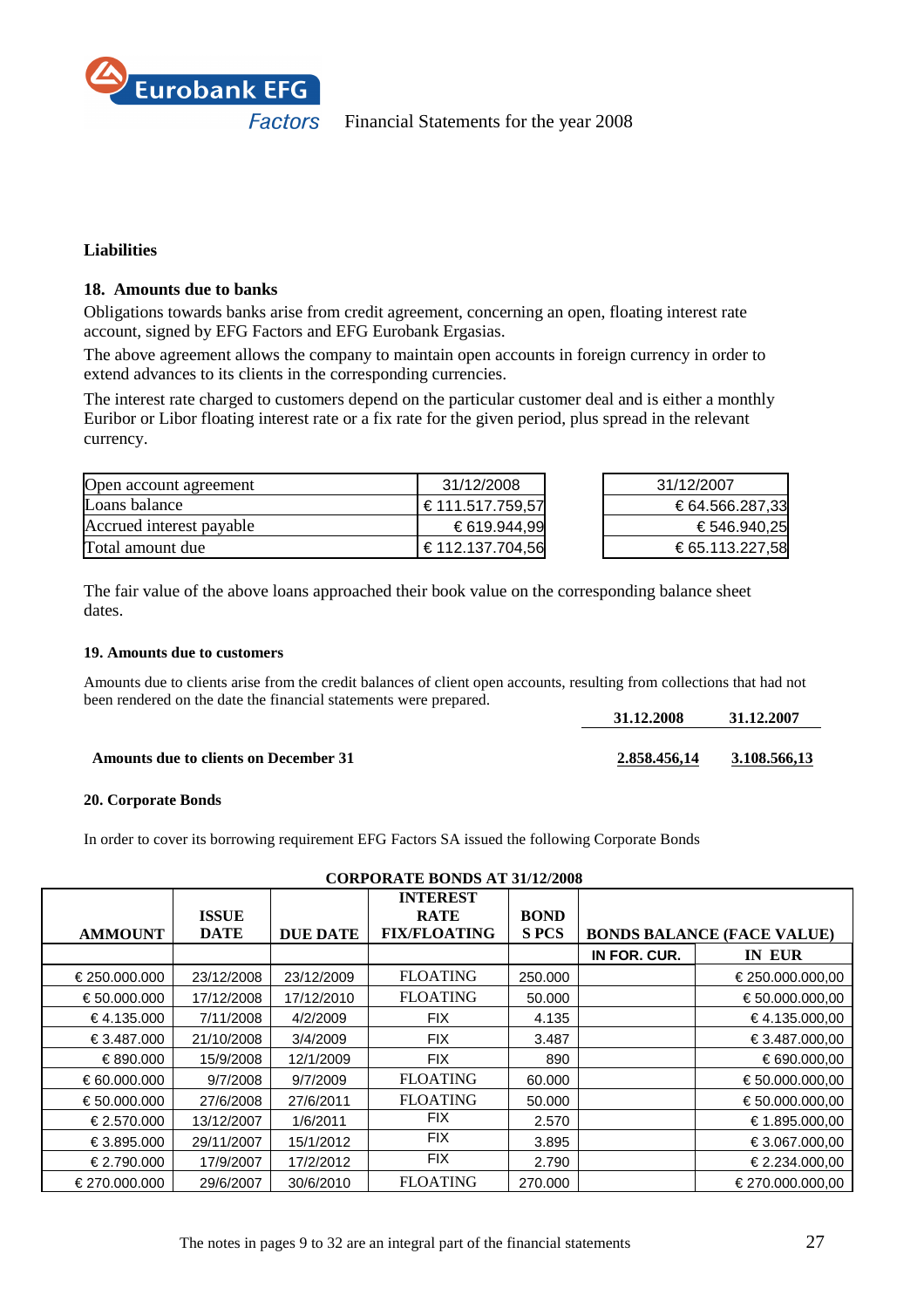## Liabilities

### 18. Amounts due to banks

Obligations towards banks arise from credit agreement, concerning an open, floating interest rate account, signed by EFG Factors and EFG Eurobank Ergasias.

The above agreement allows the company to maintain open accounts in foreign currency in order to extend advances to its clients in the corresponding currencies.

The interest rate charged to customers depend on the particular customer deal and is either a monthly Euribor or Libor floating interest rate or a fix rate for the given period, plus spread in the relevant currency.

| Open account agreement | 31/12/2008 | 31/12/2007 |
|---|---|---|
| Loans balance | € 111.517.759,57 | € 64.566.287,33 |
| Accrued interest payable | € 619.944,99 | € 546.940,25 |
| Total amount due | € 112.137.704,56 | € 65.113.227,58 |

The fair value of the above loans approached their book value on the corresponding balance sheet dates.

### 19. Amounts due to customers

Amounts due to clients arise from the credit balances of client open accounts, resulting from collections that had not been rendered on the date the financial statements were prepared.

| | 31.12.2008 | 31.12.2007 |
|---|---|---|
| **Amounts due to clients on December 31** | **2.858.456,14** | **3.108.566,13** |

### 20. Corporate Bonds

In order to cover its borrowing requirement EFG Factors SA issued the following Corporate Bonds

**CORPORATE BONDS AT 31/12/2008**

| AMMOUNT | ISSUE DATE | DUE DATE | INTEREST RATE FIX/FLOATING | BOND S PCS | BONDS BALANCE (FACE VALUE) | |
|---|---|---|---|---|---|---|
| | | | | | IN FOR. CUR. | IN EUR |
| € 250.000.000 | 23/12/2008 | 23/12/2009 | FLOATING | 250.000 | | € 250.000.000,00 |
| € 50.000.000 | 17/12/2008 | 17/12/2010 | FLOATING | 50.000 | | € 50.000.000,00 |
| € 4.135.000 | 7/11/2008 | 4/2/2009 | FIX | 4.135 | | € 4.135.000,00 |
| € 3.487.000 | 21/10/2008 | 3/4/2009 | FIX | 3.487 | | € 3.487.000,00 |
| € 890.000 | 15/9/2008 | 12/1/2009 | FIX | 890 | | € 690.000,00 |
| € 60.000.000 | 9/7/2008 | 9/7/2009 | FLOATING | 60.000 | | € 50.000.000,00 |
| € 50.000.000 | 27/6/2008 | 27/6/2011 | FLOATING | 50.000 | | € 50.000.000,00 |
| € 2.570.000 | 13/12/2007 | 1/6/2011 | FIX | 2.570 | | € 1.895.000,00 |
| € 3.895.000 | 29/11/2007 | 15/1/2012 | FIX | 3.895 | | € 3.067.000,00 |
| € 2.790.000 | 17/9/2007 | 17/2/2012 | FIX | 2.790 | | € 2.234.000,00 |
| € 270.000.000 | 29/6/2007 | 30/6/2010 | FLOATING | 270.000 | | € 270.000.000,00 |

The notes in pages 9 to 32 are an integral part of the financial statements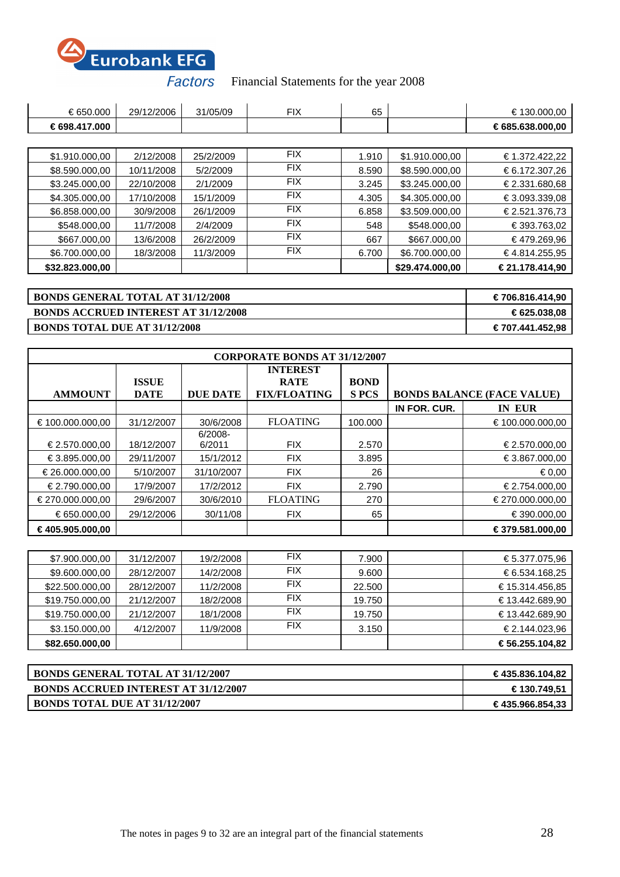| | | | | | | |
|---|---|---|---|---|---|---|
| € 650.000 | 29/12/2006 | 31/05/09 | FIX | 65 | | € 130.000,00 |
| **€ 698.417.000** | | | | | | **€ 685.638.000,00** |

| | | | | | | |
|---|---|---|---|---|---|---|
| $1.910.000,00 | 2/12/2008 | 25/2/2009 | FIX | 1.910 | $1.910.000,00 | € 1.372.422,22 |
| $8.590.000,00 | 10/11/2008 | 5/2/2009 | FIX | 8.590 | $8.590.000,00 | € 6.172.307,26 |
| $3.245.000,00 | 22/10/2008 | 2/1/2009 | FIX | 3.245 | $3.245.000,00 | € 2.331.680,68 |
| $4.305.000,00 | 17/10/2008 | 15/1/2009 | FIX | 4.305 | $4.305.000,00 | € 3.093.339,08 |
| $6.858.000,00 | 30/9/2008 | 26/1/2009 | FIX | 6.858 | $3.509.000,00 | € 2.521.376,73 |
| $548.000,00 | 11/7/2008 | 2/4/2009 | FIX | 548 | $548.000,00 | € 393.763,02 |
| $667.000,00 | 13/6/2008 | 26/2/2009 | FIX | 667 | $667.000,00 | € 479.269,96 |
| $6.700.000,00 | 18/3/2008 | 11/3/2009 | FIX | 6.700 | $6.700.000,00 | € 4.814.255,95 |
| **$32.823.000,00** | | | | | **$29.474.000,00** | **€ 21.178.414,90** |

| | |
|---|---|
| **BONDS GENERAL TOTAL AT 31/12/2008** | **€ 706.816.414,90** |
| **BONDS ACCRUED INTEREST AT 31/12/2008** | **€ 625.038,08** |
| **BONDS TOTAL DUE AT 31/12/2008** | **€ 707.441.452,98** |

| **CORPORATE BONDS AT 31/12/2007** | | | | | | |
|---|---|---|---|---|---|---|
| **AMMOUNT** | **ISSUE DATE** | **DUE DATE** | **INTEREST RATE FIX/FLOATING** | **BOND S PCS** | **BONDS BALANCE (FACE VALUE)** | |
| | | | | | **IN FOR. CUR.** | **IN EUR** |
| € 100.000.000,00 | 31/12/2007 | 30/6/2008 | FLOATING | 100.000 | | € 100.000.000,00 |
| € 2.570.000,00 | 18/12/2007 | 6/2008-6/2011 | FIX | 2.570 | | € 2.570.000,00 |
| € 3.895.000,00 | 29/11/2007 | 15/1/2012 | FIX | 3.895 | | € 3.867.000,00 |
| € 26.000.000,00 | 5/10/2007 | 31/10/2007 | FIX | 26 | | € 0,00 |
| € 2.790.000,00 | 17/9/2007 | 17/2/2012 | FIX | 2.790 | | € 2.754.000,00 |
| € 270.000.000,00 | 29/6/2007 | 30/6/2010 | FLOATING | 270 | | € 270.000.000,00 |
| € 650.000,00 | 29/12/2006 | 30/11/08 | FIX | 65 | | € 390.000,00 |
| **€ 405.905.000,00** | | | | | | **€ 379.581.000,00** |

| | | | | | | |
|---|---|---|---|---|---|---|
| $7.900.000,00 | 31/12/2007 | 19/2/2008 | FIX | 7.900 | | € 5.377.075,96 |
| $9.600.000,00 | 28/12/2007 | 14/2/2008 | FIX | 9.600 | | € 6.534.168,25 |
| $22.500.000,00 | 28/12/2007 | 11/2/2008 | FIX | 22.500 | | € 15.314.456,85 |
| $19.750.000,00 | 21/12/2007 | 18/2/2008 | FIX | 19.750 | | € 13.442.689,90 |
| $19.750.000,00 | 21/12/2007 | 18/1/2008 | FIX | 19.750 | | € 13.442.689,90 |
| $3.150.000,00 | 4/12/2007 | 11/9/2008 | FIX | 3.150 | | € 2.144.023,96 |
| **$82.650.000,00** | | | | | | **€ 56.255.104,82** |

| | |
|---|---|
| **BONDS GENERAL TOTAL AT 31/12/2007** | **€ 435.836.104,82** |
| **BONDS ACCRUED INTEREST AT 31/12/2007** | **€ 130.749,51** |
| **BONDS TOTAL DUE AT 31/12/2007** | **€ 435.966.854,33** |

The notes in pages 9 to 32 are an integral part of the financial statements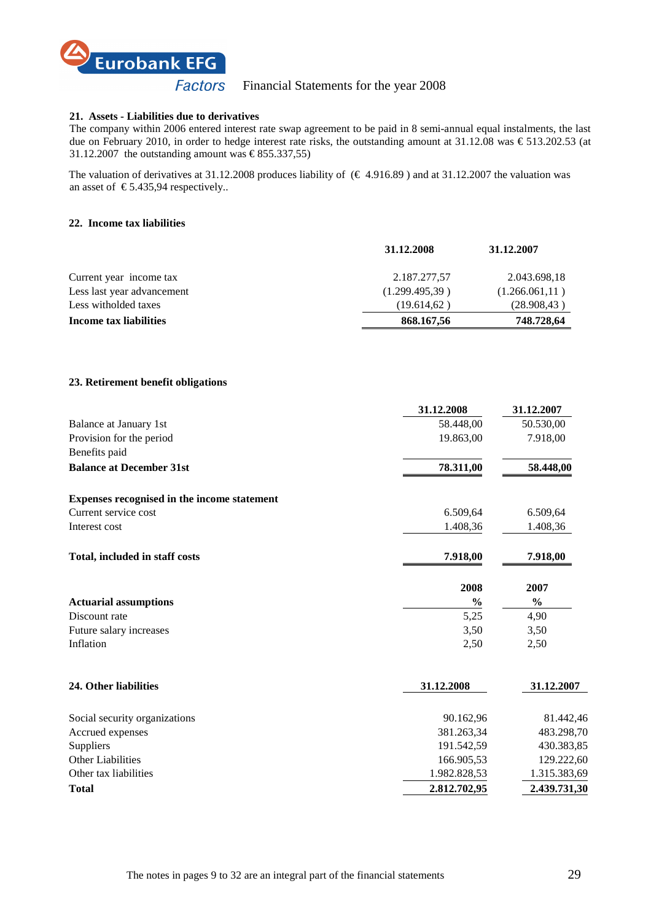### 21. Assets - Liabilities due to derivatives

The company within 2006 entered interest rate swap agreement to be paid in 8 semi-annual equal instalments, the last due on February 2010, in order to hedge interest rate risks, the outstanding amount at 31.12.08 was € 513.202.53 (at 31.12.2007 the outstanding amount was € 855.337,55)

The valuation of derivatives at 31.12.2008 produces liability of (€ 4.916.89 ) and at 31.12.2007 the valuation was an asset of € 5.435,94 respectively..

### 22. Income tax liabilities

| | 31.12.2008 | 31.12.2007 |
|---|---|---|
| Current year income tax | 2.187.277,57 | 2.043.698,18 |
| Less last year advancement | (1.299.495,39 ) | (1.266.061,11 ) |
| Less witholded taxes | (19.614,62 ) | (28.908,43 ) |
| **Income tax liabilities** | **868.167,56** | **748.728,64** |

### 23. Retirement benefit obligations

| | 31.12.2008 | 31.12.2007 |
|---|---|---|
| Balance at January 1st | 58.448,00 | 50.530,00 |
| Provision for the period | 19.863,00 | 7.918,00 |
| Benefits paid | | |
| **Balance at December 31st** | **78.311,00** | **58.448,00** |
| | | |
| **Expenses recognised in the income statement** | | |
| Current service cost | 6.509,64 | 6.509,64 |
| Interest cost | 1.408,36 | 1.408,36 |
| | | |
| **Total, included in staff costs** | **7.918,00** | **7.918,00** |

| **Actuarial assumptions** | 2008 % | 2007 % |
|---|---|---|
| Discount rate | 5,25 | 4,90 |
| Future salary increases | 3,50 | 3,50 |
| Inflation | 2,50 | 2,50 |

### 24. Other liabilities

| | 31.12.2008 | 31.12.2007 |
|---|---|---|
| Social security organizations | 90.162,96 | 81.442,46 |
| Accrued expenses | 381.263,34 | 483.298,70 |
| Suppliers | 191.542,59 | 430.383,85 |
| Other Liabilities | 166.905,53 | 129.222,60 |
| Other tax liabilities | 1.982.828,53 | 1.315.383,69 |
| **Total** | **2.812.702,95** | **2.439.731,30** |

The notes in pages 9 to 32 are an integral part of the financial statements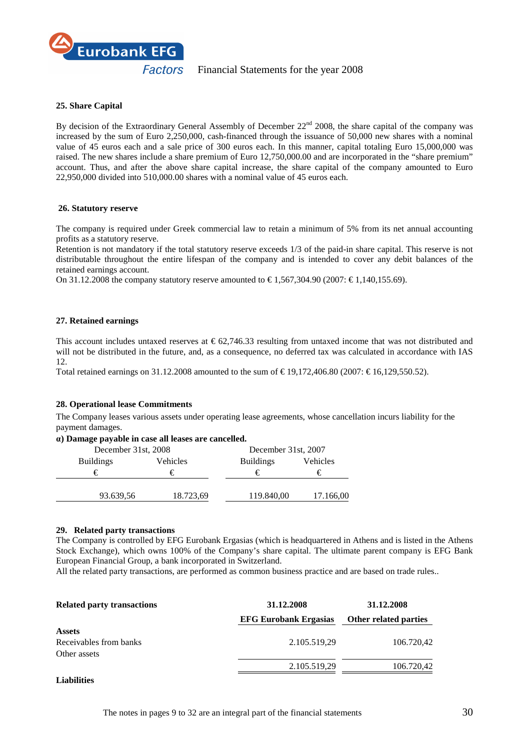## 25. Share Capital

By decision of the Extraordinary General Assembly of December 22nd 2008, the share capital of the company was increased by the sum of Euro 2,250,000, cash-financed through the issuance of 50,000 new shares with a nominal value of 45 euros each and a sale price of 300 euros each. In this manner, capital totaling Euro 15,000,000 was raised. The new shares include a share premium of Euro 12,750,000.00 and are incorporated in the "share premium" account. Thus, and after the above share capital increase, the share capital of the company amounted to Euro 22,950,000 divided into 510,000.00 shares with a nominal value of 45 euros each.

## 26. Statutory reserve

The company is required under Greek commercial law to retain a minimum of 5% from its net annual accounting profits as a statutory reserve.

Retention is not mandatory if the total statutory reserve exceeds 1/3 of the paid-in share capital. This reserve is not distributable throughout the entire lifespan of the company and is intended to cover any debit balances of the retained earnings account.

On 31.12.2008 the company statutory reserve amounted to € 1,567,304.90 (2007: € 1,140,155.69).

## 27. Retained earnings

This account includes untaxed reserves at € 62,746.33 resulting from untaxed income that was not distributed and will not be distributed in the future, and, as a consequence, no deferred tax was calculated in accordance with IAS 12.

Total retained earnings on 31.12.2008 amounted to the sum of € 19,172,406.80 (2007: € 16,129,550.52).

## 28. Operational lease Commitments

The Company leases various assets under operating lease agreements, whose cancellation incurs liability for the payment damages.

**α) Damage payable in case all leases are cancelled.**

| December 31st, 2008 | | December 31st, 2007 | |
|---|---|---|---|
| Buildings | Vehicles | Buildings | Vehicles |
| € | € | € | € |
| 93.639,56 | 18.723,69 | 119.840,00 | 17.166,00 |

## 29. Related party transactions

The Company is controlled by EFG Eurobank Ergasias (which is headquartered in Athens and is listed in the Athens Stock Exchange), which owns 100% of the Company's share capital. The ultimate parent company is EFG Bank European Financial Group, a bank incorporated in Switzerland.

All the related party transactions, are performed as common business practice and are based on trade rules..

| **Related party transactions** | **31.12.2008** | **31.12.2008** |
|---|---|---|
| | **EFG Eurobank Ergasias** | **Other related parties** |
| **Assets** | | |
| Receivables from banks | 2.105.519,29 | 106.720,42 |
| Other assets | | |
| | 2.105.519,29 | 106.720,42 |
| **Liabilities** | | |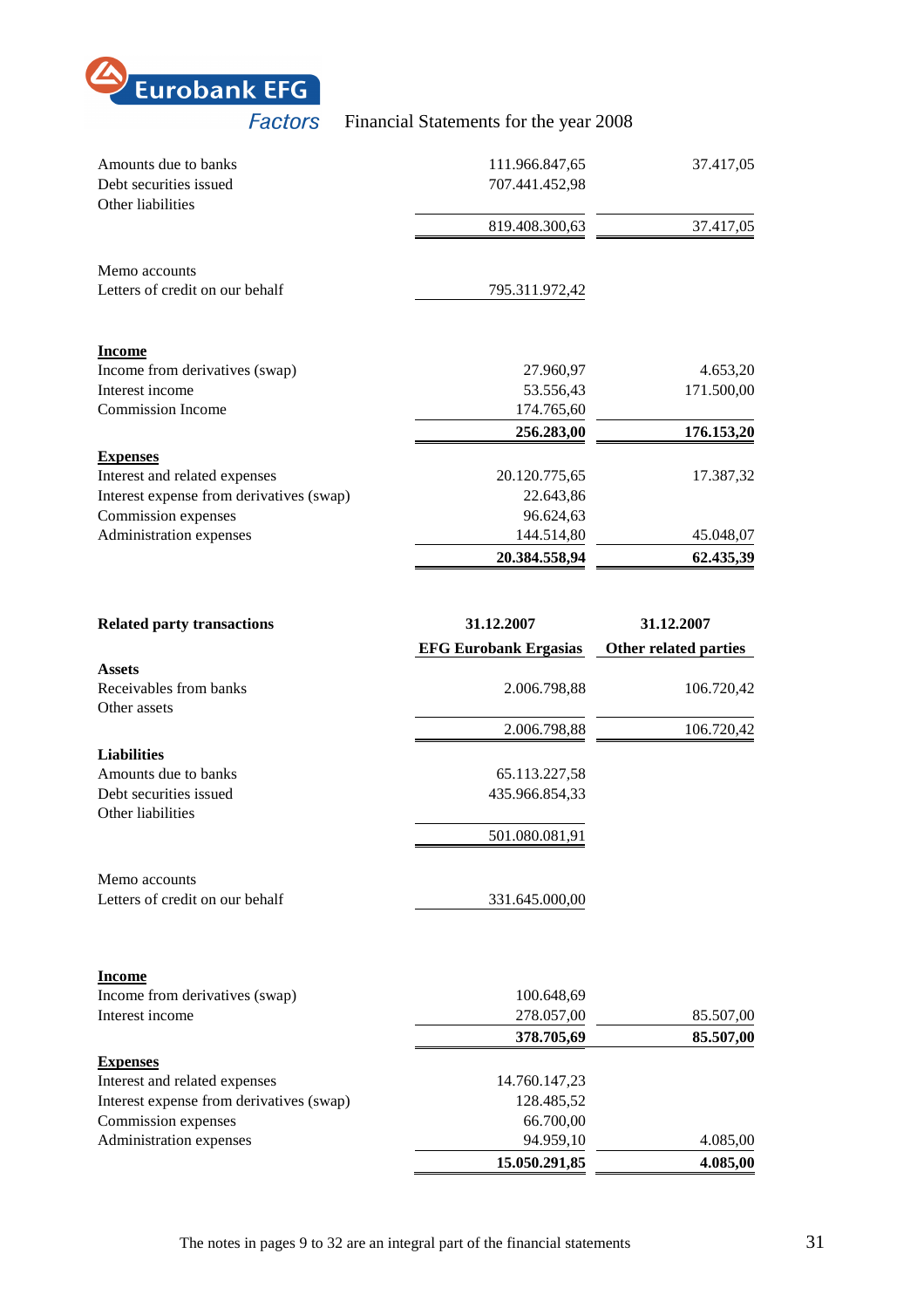| | | |
|---|---|---|
| Amounts due to banks | 111.966.847,65 | 37.417,05 |
| Debt securities issued | 707.441.452,98 | |
| Other liabilities | | |
| | 819.408.300,63 | 37.417,05 |
| | | |
| Memo accounts | | |
| Letters of credit on our behalf | 795.311.972,42 | |
| | | |
| **Income** | | |
| Income from derivatives (swap) | 27.960,97 | 4.653,20 |
| Interest income | 53.556,43 | 171.500,00 |
| Commission Income | 174.765,60 | |
| | **256.283,00** | **176.153,20** |
| **Expenses** | | |
| Interest and related expenses | 20.120.775,65 | 17.387,32 |
| Interest expense from derivatives (swap) | 22.643,86 | |
| Commission expenses | 96.624,63 | |
| Administration expenses | 144.514,80 | 45.048,07 |
| | **20.384.558,94** | **62.435,39** |

| **Related party transactions** | **31.12.2007** | **31.12.2007** |
|---|---|---|
| | **EFG Eurobank Ergasias** | **Other related parties** |
| **Assets** | | |
| Receivables from banks | 2.006.798,88 | 106.720,42 |
| Other assets | | |
| | 2.006.798,88 | 106.720,42 |
| **Liabilities** | | |
| Amounts due to banks | 65.113.227,58 | |
| Debt securities issued | 435.966.854,33 | |
| Other liabilities | | |
| | 501.080.081,91 | |
| | | |
| Memo accounts | | |
| Letters of credit on our behalf | 331.645.000,00 | |
| | | |
| **Income** | | |
| Income from derivatives (swap) | 100.648,69 | |
| Interest income | 278.057,00 | 85.507,00 |
| | **378.705,69** | **85.507,00** |
| **Expenses** | | |
| Interest and related expenses | 14.760.147,23 | |
| Interest expense from derivatives (swap) | 128.485,52 | |
| Commission expenses | 66.700,00 | |
| Administration expenses | 94.959,10 | 4.085,00 |
| | **15.050.291,85** | **4.085,00** |

The notes in pages 9 to 32 are an integral part of the financial statements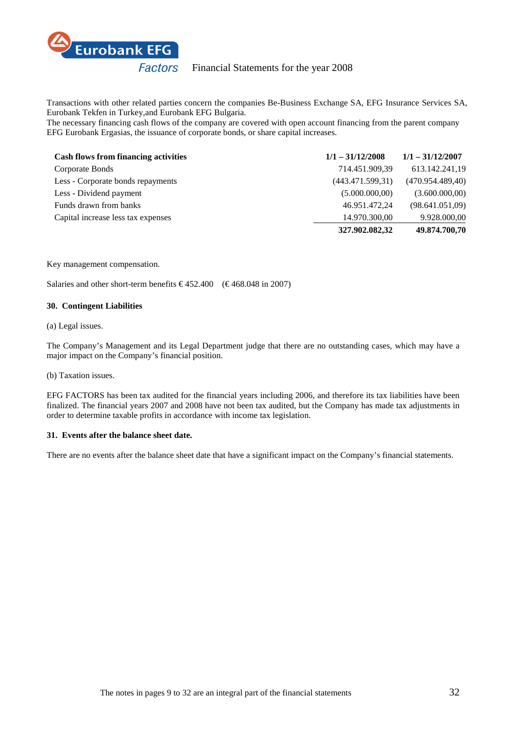Transactions with other related parties concern the companies Be-Business Exchange SA, EFG Insurance Services SA, Eurobank Tekfen in Turkey,and Eurobank EFG Bulgaria.
The necessary financing cash flows of the company are covered with open account financing from the parent company EFG Eurobank Ergasias, the issuance of corporate bonds, or share capital increases.

| **Cash flows from financing activities** | **1/1 – 31/12/2008** | **1/1 – 31/12/2007** |
|---|---|---|
| Corporate Bonds | 714.451.909,39 | 613.142.241,19 |
| Less - Corporate bonds repayments | (443.471.599,31) | (470.954.489,40) |
| Less - Dividend payment | (5.000.000,00) | (3.600.000,00) |
| Funds drawn from banks | 46.951.472,24 | (98.641.051,09) |
| Capital increase less tax expenses | 14.970.300,00 | 9.928.000,00 |
| | **327.902.082,32** | **49.874.700,70** |

Key management compensation.

Salaries and other short-term benefits € 452.400 (€ 468.048 in 2007)

## 30. Contingent Liabilities

(a) Legal issues.

The Company's Management and its Legal Department judge that there are no outstanding cases, which may have a major impact on the Company's financial position.

(b) Taxation issues.

EFG FACTORS has been tax audited for the financial years including 2006, and therefore its tax liabilities have been finalized. The financial years 2007 and 2008 have not been tax audited, but the Company has made tax adjustments in order to determine taxable profits in accordance with income tax legislation.

## 31. Events after the balance sheet date.

There are no events after the balance sheet date that have a significant impact on the Company's financial statements.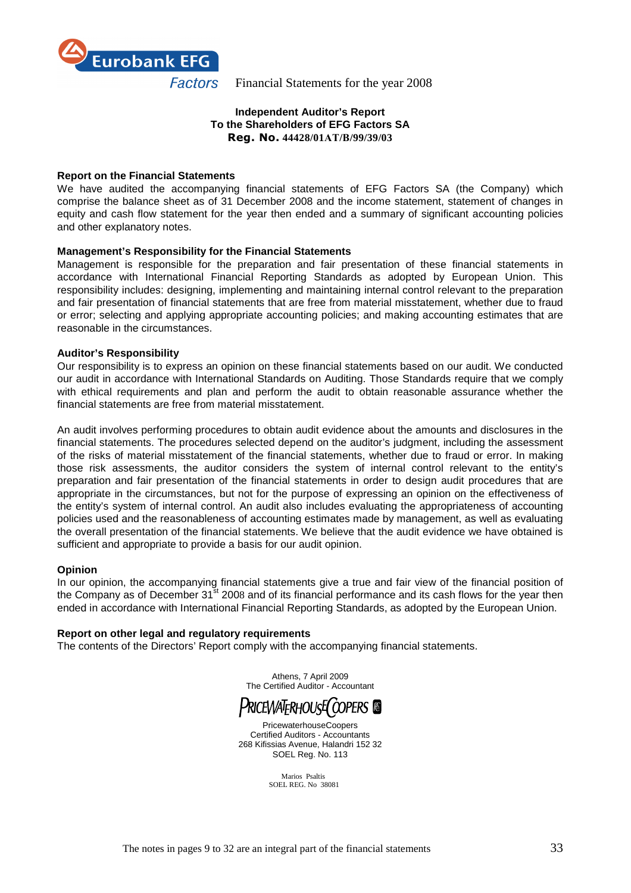**Independent Auditor's Report**
**To the Shareholders of EFG Factors SA**
**Reg. No. 44428/01AT/B/99/39/03**

**Report on the Financial Statements**

We have audited the accompanying financial statements of EFG Factors SA (the Company) which comprise the balance sheet as of 31 December 2008 and the income statement, statement of changes in equity and cash flow statement for the year then ended and a summary of significant accounting policies and other explanatory notes.

**Management's Responsibility for the Financial Statements**

Management is responsible for the preparation and fair presentation of these financial statements in accordance with International Financial Reporting Standards as adopted by European Union. This responsibility includes: designing, implementing and maintaining internal control relevant to the preparation and fair presentation of financial statements that are free from material misstatement, whether due to fraud or error; selecting and applying appropriate accounting policies; and making accounting estimates that are reasonable in the circumstances.

**Auditor's Responsibility**

Our responsibility is to express an opinion on these financial statements based on our audit. We conducted our audit in accordance with International Standards on Auditing. Those Standards require that we comply with ethical requirements and plan and perform the audit to obtain reasonable assurance whether the financial statements are free from material misstatement.

An audit involves performing procedures to obtain audit evidence about the amounts and disclosures in the financial statements. The procedures selected depend on the auditor's judgment, including the assessment of the risks of material misstatement of the financial statements, whether due to fraud or error. In making those risk assessments, the auditor considers the system of internal control relevant to the entity's preparation and fair presentation of the financial statements in order to design audit procedures that are appropriate in the circumstances, but not for the purpose of expressing an opinion on the effectiveness of the entity's system of internal control. An audit also includes evaluating the appropriateness of accounting policies used and the reasonableness of accounting estimates made by management, as well as evaluating the overall presentation of the financial statements. We believe that the audit evidence we have obtained is sufficient and appropriate to provide a basis for our audit opinion.

**Opinion**

In our opinion, the accompanying financial statements give a true and fair view of the financial position of the Company as of December 31st 2008 and of its financial performance and its cash flows for the year then ended in accordance with International Financial Reporting Standards, as adopted by the European Union.

**Report on other legal and regulatory requirements**

The contents of the Directors' Report comply with the accompanying financial statements.

Athens, 7 April 2009
The Certified Auditor - Accountant

PRICEWATERHOUSECOOPERS

PricewaterhouseCoopers
Certified Auditors - Accountants
268 Kifissias Avenue, Halandri 152 32
SOEL Reg. No. 113

Marios Psaltis
SOEL REG. No 38081

The notes in pages 9 to 32 are an integral part of the financial statements